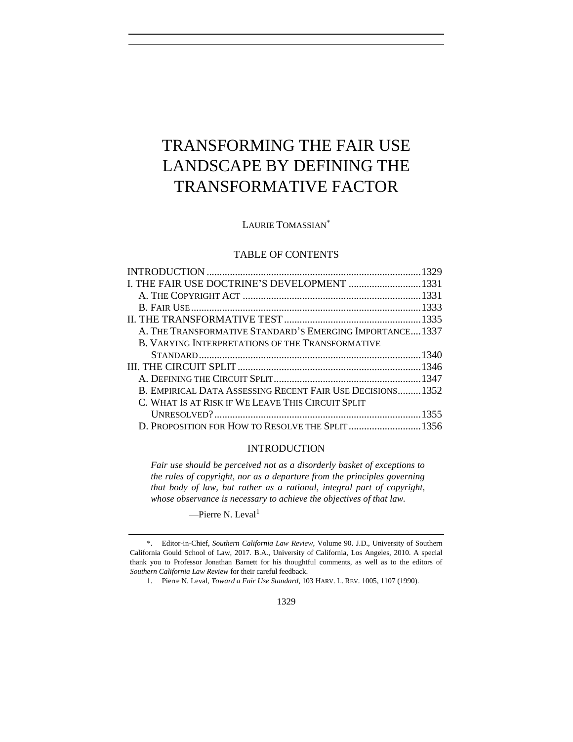# TRANSFORMING THE FAIR USE LANDSCAPE BY DEFINING THE TRANSFORMATIVE FACTOR

LAURIE TOMASSIAN[*]

## TABLE OF CONTENTS

INTRODUCTION .......... 1329
I. THE FAIR USE DOCTRINE'S DEVELOPMENT .......... 1331
  A. THE COPYRIGHT ACT .......... 1331
  B. FAIR USE .......... 1333
II. THE TRANSFORMATIVE TEST .......... 1335
  A. THE TRANSFORMATIVE STANDARD'S EMERGING IMPORTANCE .......... 1337
  B. VARYING INTERPRETATIONS OF THE TRANSFORMATIVE STANDARD .......... 1340
III. THE CIRCUIT SPLIT .......... 1346
  A. DEFINING THE CIRCUIT SPLIT .......... 1347
  B. EMPIRICAL DATA ASSESSING RECENT FAIR USE DECISIONS .......... 1352
  C. WHAT IS AT RISK IF WE LEAVE THIS CIRCUIT SPLIT UNRESOLVED? .......... 1355
  D. PROPOSITION FOR HOW TO RESOLVE THE SPLIT .......... 1356

## INTRODUCTION

> *Fair use should be perceived not as a disorderly basket of exceptions to the rules of copyright, nor as a departure from the principles governing that body of law, but rather as a rational, integral part of copyright, whose observance is necessary to achieve the objectives of that law.*
>
> —Pierre N. Leval[1]

---

\*. Editor-in-Chief, *Southern California Law Review*, Volume 90. J.D., University of Southern California Gould School of Law, 2017. B.A., University of California, Los Angeles, 2010. A special thank you to Professor Jonathan Barnett for his thoughtful comments, as well as to the editors of *Southern California Law Review* for their careful feedback.

1. Pierre N. Leval, *Toward a Fair Use Standard*, 103 HARV. L. REV. 1005, 1107 (1990).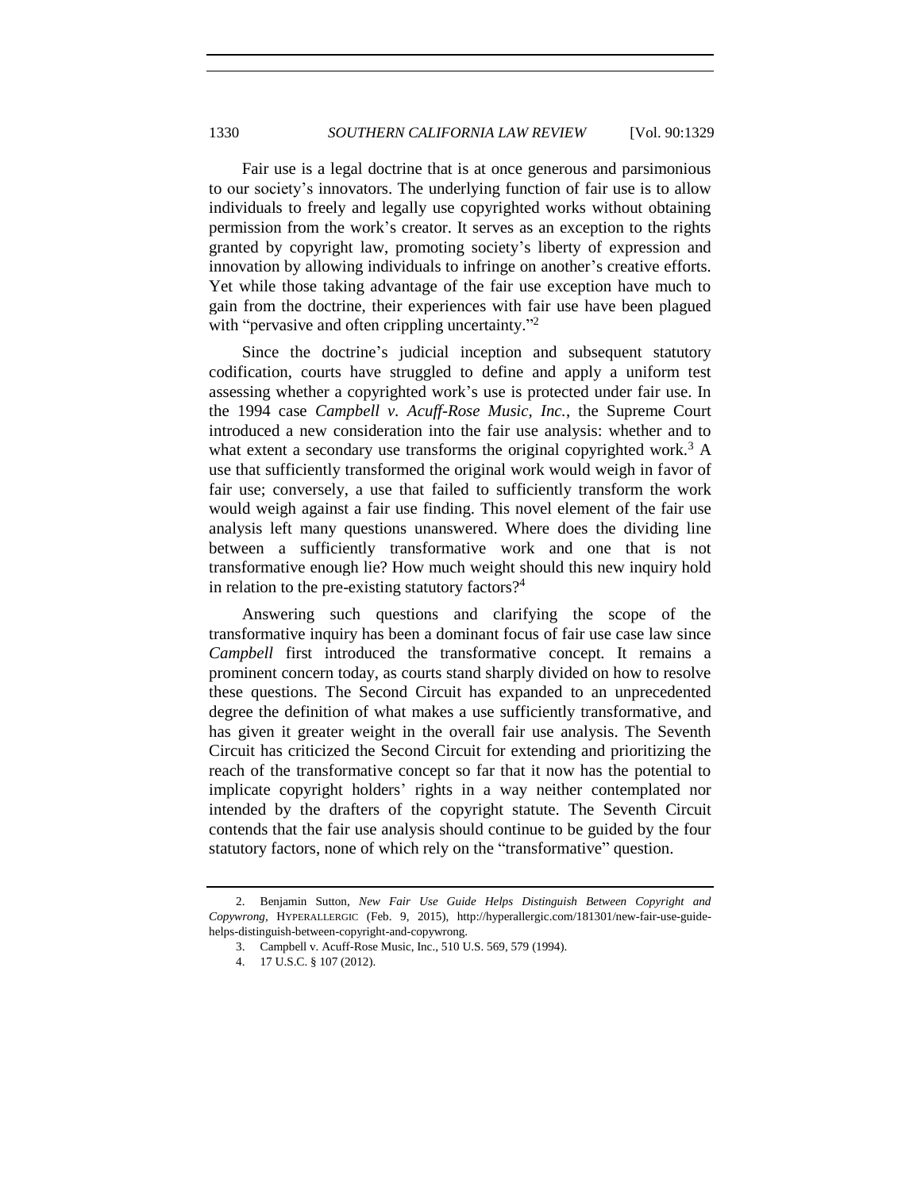Fair use is a legal doctrine that is at once generous and parsimonious to our society's innovators. The underlying function of fair use is to allow individuals to freely and legally use copyrighted works without obtaining permission from the work's creator. It serves as an exception to the rights granted by copyright law, promoting society's liberty of expression and innovation by allowing individuals to infringe on another's creative efforts. Yet while those taking advantage of the fair use exception have much to gain from the doctrine, their experiences with fair use have been plagued with "pervasive and often crippling uncertainty."[2]

Since the doctrine's judicial inception and subsequent statutory codification, courts have struggled to define and apply a uniform test assessing whether a copyrighted work's use is protected under fair use. In the 1994 case *Campbell v. Acuff-Rose Music, Inc.*, the Supreme Court introduced a new consideration into the fair use analysis: whether and to what extent a secondary use transforms the original copyrighted work.[3] A use that sufficiently transformed the original work would weigh in favor of fair use; conversely, a use that failed to sufficiently transform the work would weigh against a fair use finding. This novel element of the fair use analysis left many questions unanswered. Where does the dividing line between a sufficiently transformative work and one that is not transformative enough lie? How much weight should this new inquiry hold in relation to the pre-existing statutory factors?[4]

Answering such questions and clarifying the scope of the transformative inquiry has been a dominant focus of fair use case law since *Campbell* first introduced the transformative concept. It remains a prominent concern today, as courts stand sharply divided on how to resolve these questions. The Second Circuit has expanded to an unprecedented degree the definition of what makes a use sufficiently transformative, and has given it greater weight in the overall fair use analysis. The Seventh Circuit has criticized the Second Circuit for extending and prioritizing the reach of the transformative concept so far that it now has the potential to implicate copyright holders' rights in a way neither contemplated nor intended by the drafters of the copyright statute. The Seventh Circuit contends that the fair use analysis should continue to be guided by the four statutory factors, none of which rely on the "transformative" question.

---

2. Benjamin Sutton, *New Fair Use Guide Helps Distinguish Between Copyright and Copywrong*, HYPERALLERGIC (Feb. 9, 2015), http://hyperallergic.com/181301/new-fair-use-guide-helps-distinguish-between-copyright-and-copywrong.

3. Campbell v. Acuff-Rose Music, Inc., 510 U.S. 569, 579 (1994).

4. 17 U.S.C. § 107 (2012).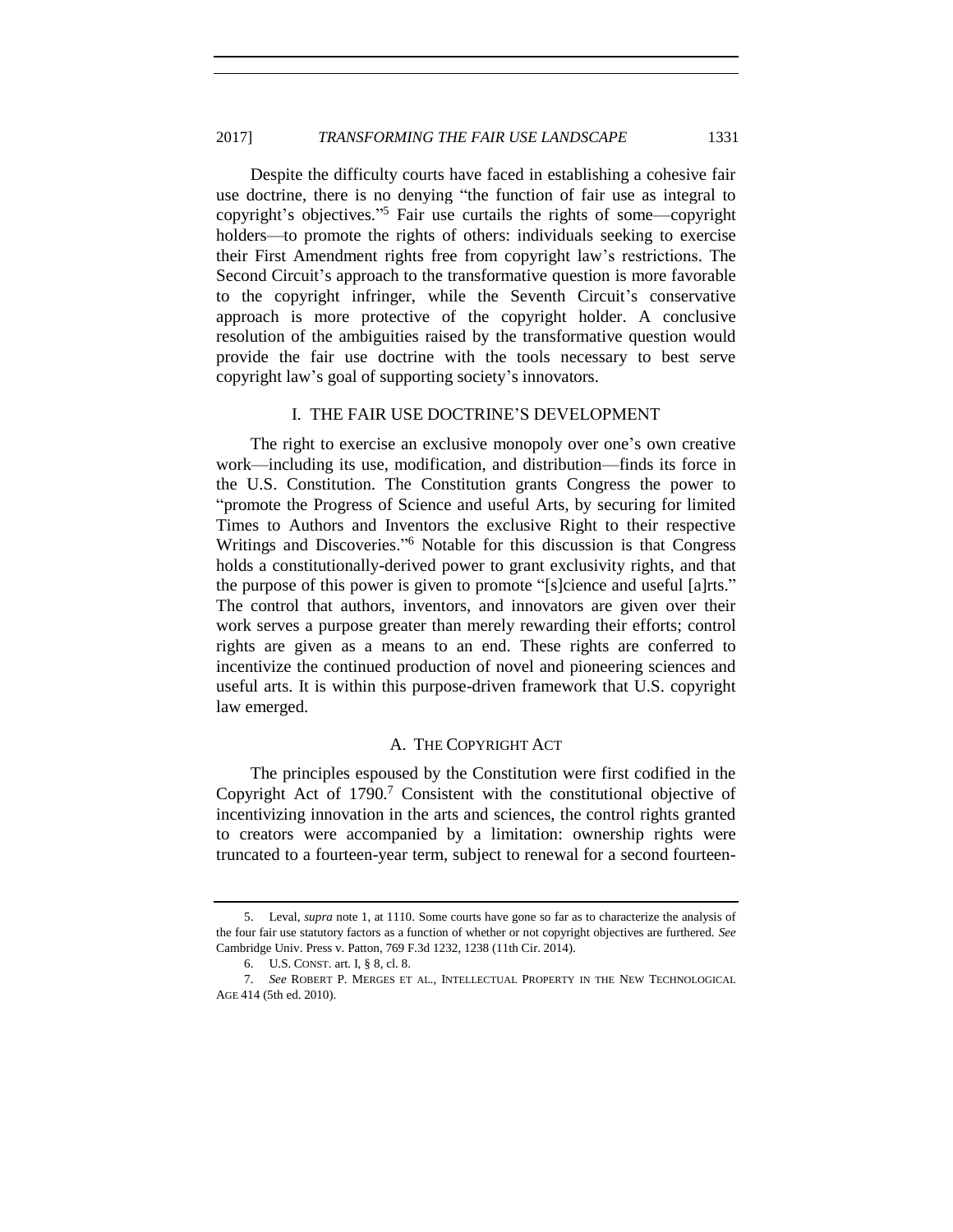Despite the difficulty courts have faced in establishing a cohesive fair use doctrine, there is no denying "the function of fair use as integral to copyright's objectives."[5] Fair use curtails the rights of some—copyright holders—to promote the rights of others: individuals seeking to exercise their First Amendment rights free from copyright law's restrictions. The Second Circuit's approach to the transformative question is more favorable to the copyright infringer, while the Seventh Circuit's conservative approach is more protective of the copyright holder. A conclusive resolution of the ambiguities raised by the transformative question would provide the fair use doctrine with the tools necessary to best serve copyright law's goal of supporting society's innovators.

## I. THE FAIR USE DOCTRINE'S DEVELOPMENT

The right to exercise an exclusive monopoly over one's own creative work—including its use, modification, and distribution—finds its force in the U.S. Constitution. The Constitution grants Congress the power to "promote the Progress of Science and useful Arts, by securing for limited Times to Authors and Inventors the exclusive Right to their respective Writings and Discoveries."[6] Notable for this discussion is that Congress holds a constitutionally-derived power to grant exclusivity rights, and that the purpose of this power is given to promote "[s]cience and useful [a]rts." The control that authors, inventors, and innovators are given over their work serves a purpose greater than merely rewarding their efforts; control rights are given as a means to an end. These rights are conferred to incentivize the continued production of novel and pioneering sciences and useful arts. It is within this purpose-driven framework that U.S. copyright law emerged.

### A. THE COPYRIGHT ACT

The principles espoused by the Constitution were first codified in the Copyright Act of 1790.[7] Consistent with the constitutional objective of incentivizing innovation in the arts and sciences, the control rights granted to creators were accompanied by a limitation: ownership rights were truncated to a fourteen-year term, subject to renewal for a second fourteen-

---

5. Leval, *supra* note 1, at 1110. Some courts have gone so far as to characterize the analysis of the four fair use statutory factors as a function of whether or not copyright objectives are furthered. *See* Cambridge Univ. Press v. Patton, 769 F.3d 1232, 1238 (11th Cir. 2014).

6. U.S. CONST. art. I, § 8, cl. 8.

7. *See* ROBERT P. MERGES ET AL., INTELLECTUAL PROPERTY IN THE NEW TECHNOLOGICAL AGE 414 (5th ed. 2010).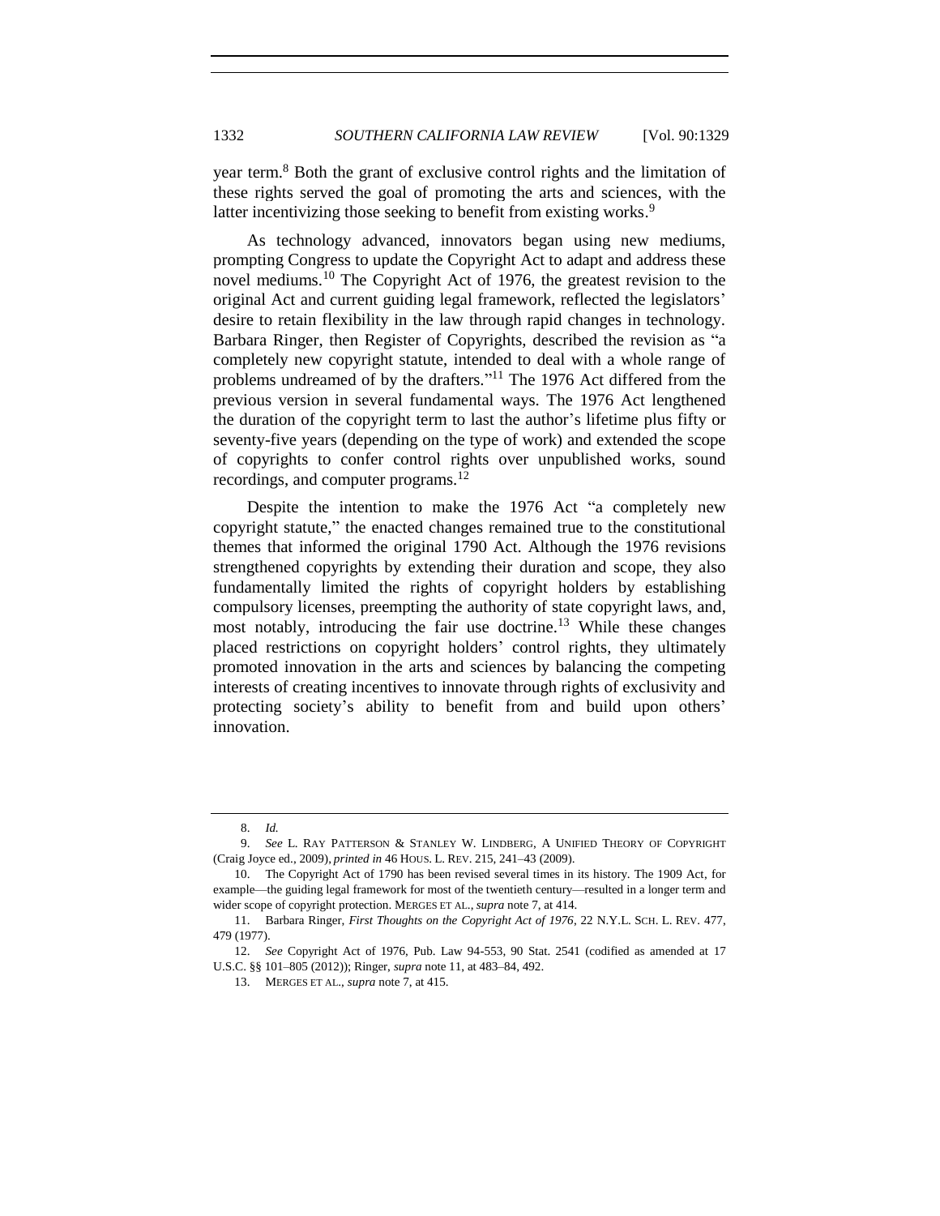year term.[8] Both the grant of exclusive control rights and the limitation of these rights served the goal of promoting the arts and sciences, with the latter incentivizing those seeking to benefit from existing works.[9]

As technology advanced, innovators began using new mediums, prompting Congress to update the Copyright Act to adapt and address these novel mediums.[10] The Copyright Act of 1976, the greatest revision to the original Act and current guiding legal framework, reflected the legislators' desire to retain flexibility in the law through rapid changes in technology. Barbara Ringer, then Register of Copyrights, described the revision as "a completely new copyright statute, intended to deal with a whole range of problems undreamed of by the drafters."[11] The 1976 Act differed from the previous version in several fundamental ways. The 1976 Act lengthened the duration of the copyright term to last the author's lifetime plus fifty or seventy-five years (depending on the type of work) and extended the scope of copyrights to confer control rights over unpublished works, sound recordings, and computer programs.[12]

Despite the intention to make the 1976 Act "a completely new copyright statute," the enacted changes remained true to the constitutional themes that informed the original 1790 Act. Although the 1976 revisions strengthened copyrights by extending their duration and scope, they also fundamentally limited the rights of copyright holders by establishing compulsory licenses, preempting the authority of state copyright laws, and, most notably, introducing the fair use doctrine.[13] While these changes placed restrictions on copyright holders' control rights, they ultimately promoted innovation in the arts and sciences by balancing the competing interests of creating incentives to innovate through rights of exclusivity and protecting society's ability to benefit from and build upon others' innovation.

---

8. *Id.*

9. *See* L. RAY PATTERSON & STANLEY W. LINDBERG, A UNIFIED THEORY OF COPYRIGHT (Craig Joyce ed., 2009), *printed in* 46 HOUS. L. REV. 215, 241–43 (2009).

10. The Copyright Act of 1790 has been revised several times in its history. The 1909 Act, for example—the guiding legal framework for most of the twentieth century—resulted in a longer term and wider scope of copyright protection. MERGES ET AL., *supra* note 7, at 414.

11. Barbara Ringer, *First Thoughts on the Copyright Act of 1976*, 22 N.Y.L. SCH. L. REV. 477, 479 (1977).

12. *See* Copyright Act of 1976, Pub. Law 94-553, 90 Stat. 2541 (codified as amended at 17 U.S.C. §§ 101–805 (2012)); Ringer, *supra* note 11, at 483–84, 492.

13. MERGES ET AL., *supra* note 7, at 415.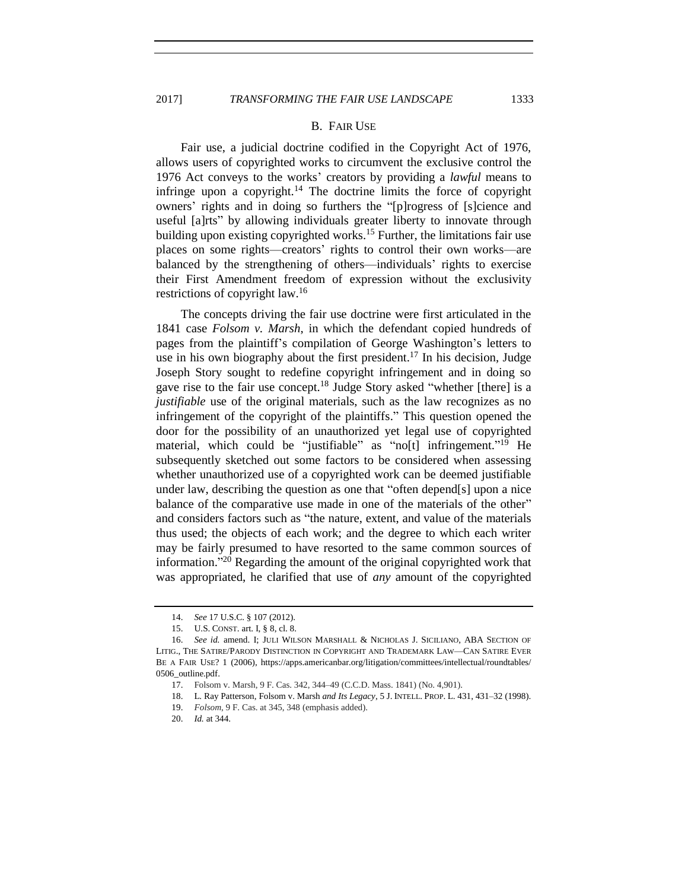### B. FAIR USE

Fair use, a judicial doctrine codified in the Copyright Act of 1976, allows users of copyrighted works to circumvent the exclusive control the 1976 Act conveys to the works' creators by providing a *lawful* means to infringe upon a copyright.[14] The doctrine limits the force of copyright owners' rights and in doing so furthers the "[p]rogress of [s]cience and useful [a]rts" by allowing individuals greater liberty to innovate through building upon existing copyrighted works.[15] Further, the limitations fair use places on some rights—creators' rights to control their own works—are balanced by the strengthening of others—individuals' rights to exercise their First Amendment freedom of expression without the exclusivity restrictions of copyright law.[16]

The concepts driving the fair use doctrine were first articulated in the 1841 case *Folsom v. Marsh*, in which the defendant copied hundreds of pages from the plaintiff's compilation of George Washington's letters to use in his own biography about the first president.[17] In his decision, Judge Joseph Story sought to redefine copyright infringement and in doing so gave rise to the fair use concept.[18] Judge Story asked "whether [there] is a *justifiable* use of the original materials, such as the law recognizes as no infringement of the copyright of the plaintiffs." This question opened the door for the possibility of an unauthorized yet legal use of copyrighted material, which could be "justifiable" as "no[t] infringement."[19] He subsequently sketched out some factors to be considered when assessing whether unauthorized use of a copyrighted work can be deemed justifiable under law, describing the question as one that "often depend[s] upon a nice balance of the comparative use made in one of the materials of the other" and considers factors such as "the nature, extent, and value of the materials thus used; the objects of each work; and the degree to which each writer may be fairly presumed to have resorted to the same common sources of information."[20] Regarding the amount of the original copyrighted work that was appropriated, he clarified that use of *any* amount of the copyrighted

---

14. *See* 17 U.S.C. § 107 (2012).

15. U.S. CONST. art. I, § 8, cl. 8.

16. *See id.* amend. I; JULI WILSON MARSHALL & NICHOLAS J. SICILIANO, ABA SECTION OF LITIG., THE SATIRE/PARODY DISTINCTION IN COPYRIGHT AND TRADEMARK LAW—CAN SATIRE EVER BE A FAIR USE? 1 (2006), https://apps.americanbar.org/litigation/committees/intellectual/roundtables/0506_outline.pdf.

17. Folsom v. Marsh, 9 F. Cas. 342, 344–49 (C.C.D. Mass. 1841) (No. 4,901).

18. L. Ray Patterson, Folsom v. Marsh *and Its Legacy*, 5 J. INTELL. PROP. L. 431, 431–32 (1998).

19. *Folsom*, 9 F. Cas. at 345, 348 (emphasis added).

20. *Id.* at 344.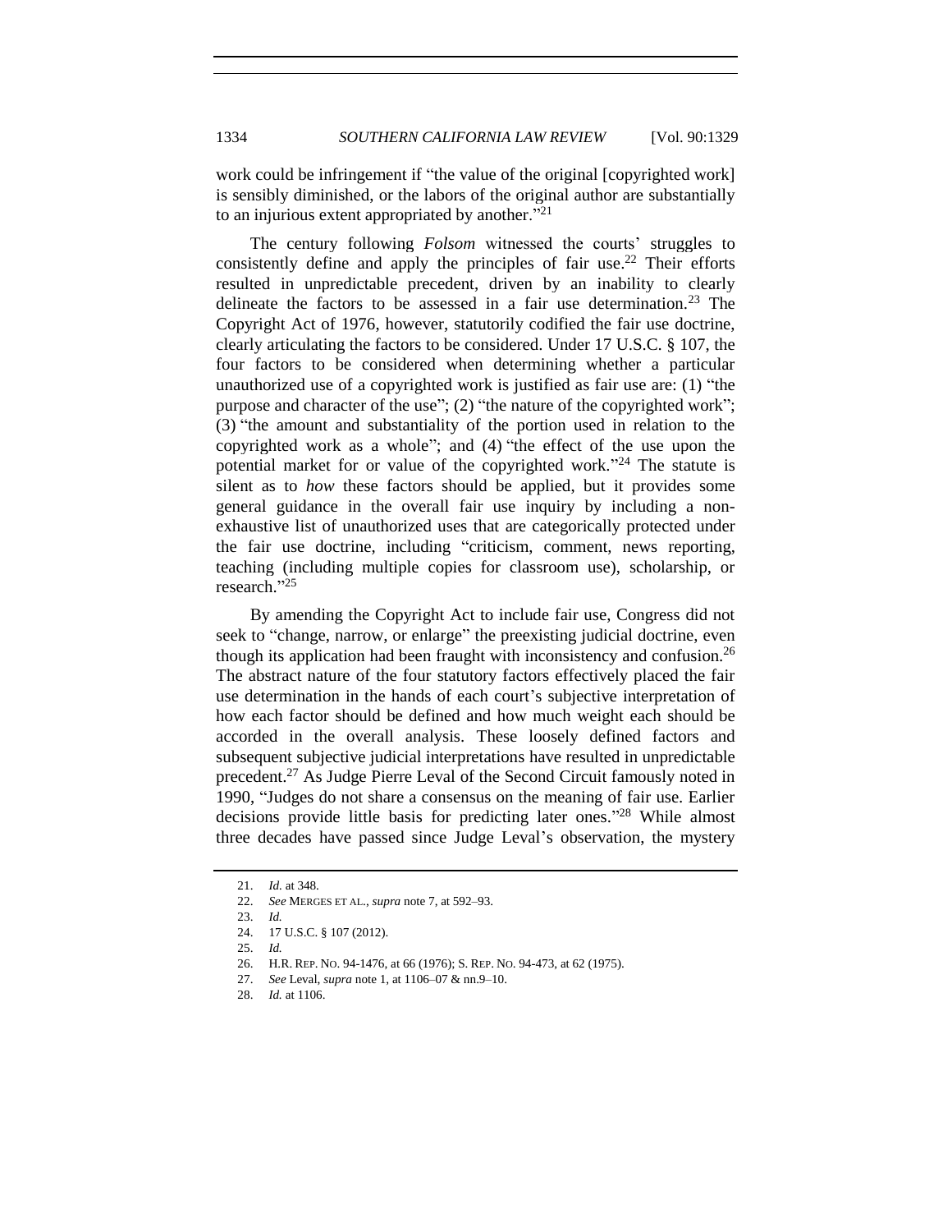work could be infringement if "the value of the original [copyrighted work] is sensibly diminished, or the labors of the original author are substantially to an injurious extent appropriated by another."[21]

The century following *Folsom* witnessed the courts' struggles to consistently define and apply the principles of fair use.[22] Their efforts resulted in unpredictable precedent, driven by an inability to clearly delineate the factors to be assessed in a fair use determination.[23] The Copyright Act of 1976, however, statutorily codified the fair use doctrine, clearly articulating the factors to be considered. Under 17 U.S.C. § 107, the four factors to be considered when determining whether a particular unauthorized use of a copyrighted work is justified as fair use are: (1) "the purpose and character of the use"; (2) "the nature of the copyrighted work"; (3) "the amount and substantiality of the portion used in relation to the copyrighted work as a whole"; and (4) "the effect of the use upon the potential market for or value of the copyrighted work."[24] The statute is silent as to *how* these factors should be applied, but it provides some general guidance in the overall fair use inquiry by including a non-exhaustive list of unauthorized uses that are categorically protected under the fair use doctrine, including "criticism, comment, news reporting, teaching (including multiple copies for classroom use), scholarship, or research."[25]

By amending the Copyright Act to include fair use, Congress did not seek to "change, narrow, or enlarge" the preexisting judicial doctrine, even though its application had been fraught with inconsistency and confusion.[26] The abstract nature of the four statutory factors effectively placed the fair use determination in the hands of each court's subjective interpretation of how each factor should be defined and how much weight each should be accorded in the overall analysis. These loosely defined factors and subsequent subjective judicial interpretations have resulted in unpredictable precedent.[27] As Judge Pierre Leval of the Second Circuit famously noted in 1990, "Judges do not share a consensus on the meaning of fair use. Earlier decisions provide little basis for predicting later ones."[28] While almost three decades have passed since Judge Leval's observation, the mystery

21. *Id.* at 348.

22. *See* MERGES ET AL., *supra* note 7, at 592–93.

23. *Id.*

24. 17 U.S.C. § 107 (2012).

25. *Id.*

26. H.R. REP. NO. 94-1476, at 66 (1976); S. REP. NO. 94-473, at 62 (1975).

27. *See* Leval, *supra* note 1, at 1106–07 & nn.9–10.

28. *Id.* at 1106.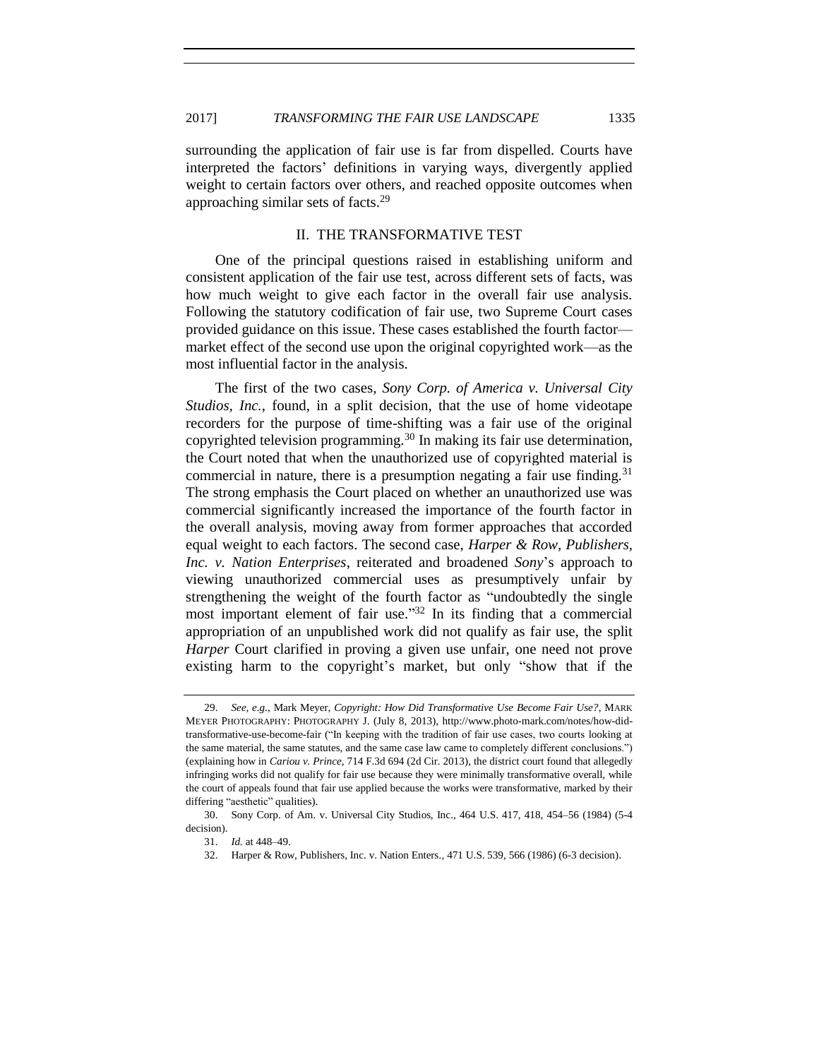surrounding the application of fair use is far from dispelled. Courts have interpreted the factors' definitions in varying ways, divergently applied weight to certain factors over others, and reached opposite outcomes when approaching similar sets of facts.[29]

## II. THE TRANSFORMATIVE TEST

One of the principal questions raised in establishing uniform and consistent application of the fair use test, across different sets of facts, was how much weight to give each factor in the overall fair use analysis. Following the statutory codification of fair use, two Supreme Court cases provided guidance on this issue. These cases established the fourth factor—market effect of the second use upon the original copyrighted work—as the most influential factor in the analysis.

The first of the two cases, *Sony Corp. of America v. Universal City Studios, Inc.*, found, in a split decision, that the use of home videotape recorders for the purpose of time-shifting was a fair use of the original copyrighted television programming.[30] In making its fair use determination, the Court noted that when the unauthorized use of copyrighted material is commercial in nature, there is a presumption negating a fair use finding.[31] The strong emphasis the Court placed on whether an unauthorized use was commercial significantly increased the importance of the fourth factor in the overall analysis, moving away from former approaches that accorded equal weight to each factors. The second case, *Harper & Row, Publishers, Inc. v. Nation Enterprises*, reiterated and broadened *Sony*'s approach to viewing unauthorized commercial uses as presumptively unfair by strengthening the weight of the fourth factor as "undoubtedly the single most important element of fair use."[32] In its finding that a commercial appropriation of an unpublished work did not qualify as fair use, the split *Harper* Court clarified in proving a given use unfair, one need not prove existing harm to the copyright's market, but only "show that if the

---

29. *See, e.g.*, Mark Meyer, *Copyright: How Did Transformative Use Become Fair Use?*, MARK MEYER PHOTOGRAPHY: PHOTOGRAPHY J. (July 8, 2013), http://www.photo-mark.com/notes/how-did-transformative-use-become-fair ("In keeping with the tradition of fair use cases, two courts looking at the same material, the same statutes, and the same case law came to completely different conclusions.") (explaining how in *Cariou v. Prince*, 714 F.3d 694 (2d Cir. 2013), the district court found that allegedly infringing works did not qualify for fair use because they were minimally transformative overall, while the court of appeals found that fair use applied because the works were transformative, marked by their differing "aesthetic" qualities).

30. Sony Corp. of Am. v. Universal City Studios, Inc., 464 U.S. 417, 418, 454–56 (1984) (5-4 decision).

31. *Id.* at 448–49.

32. Harper & Row, Publishers, Inc. v. Nation Enters., 471 U.S. 539, 566 (1986) (6-3 decision).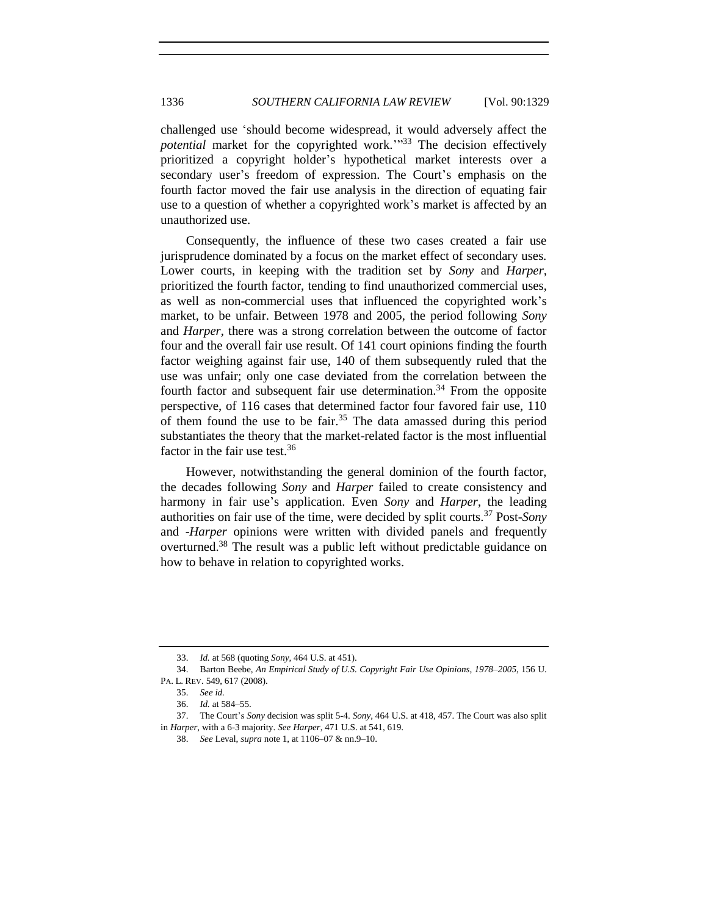challenged use 'should become widespread, it would adversely affect the *potential* market for the copyrighted work.'"[33] The decision effectively prioritized a copyright holder's hypothetical market interests over a secondary user's freedom of expression. The Court's emphasis on the fourth factor moved the fair use analysis in the direction of equating fair use to a question of whether a copyrighted work's market is affected by an unauthorized use.

Consequently, the influence of these two cases created a fair use jurisprudence dominated by a focus on the market effect of secondary uses. Lower courts, in keeping with the tradition set by *Sony* and *Harper*, prioritized the fourth factor, tending to find unauthorized commercial uses, as well as non-commercial uses that influenced the copyrighted work's market, to be unfair. Between 1978 and 2005, the period following *Sony* and *Harper*, there was a strong correlation between the outcome of factor four and the overall fair use result. Of 141 court opinions finding the fourth factor weighing against fair use, 140 of them subsequently ruled that the use was unfair; only one case deviated from the correlation between the fourth factor and subsequent fair use determination.[34] From the opposite perspective, of 116 cases that determined factor four favored fair use, 110 of them found the use to be fair.[35] The data amassed during this period substantiates the theory that the market-related factor is the most influential factor in the fair use test.[36]

However, notwithstanding the general dominion of the fourth factor, the decades following *Sony* and *Harper* failed to create consistency and harmony in fair use's application. Even *Sony* and *Harper*, the leading authorities on fair use of the time, were decided by split courts.[37] Post-*Sony* and -*Harper* opinions were written with divided panels and frequently overturned.[38] The result was a public left without predictable guidance on how to behave in relation to copyrighted works.

---

33. *Id.* at 568 (quoting *Sony*, 464 U.S. at 451).

34. Barton Beebe, *An Empirical Study of U.S. Copyright Fair Use Opinions, 1978–2005*, 156 U. PA. L. REV. 549, 617 (2008).

35. *See id.*

36. *Id.* at 584–55.

37. The Court's *Sony* decision was split 5-4. *Sony*, 464 U.S. at 418, 457. The Court was also split in *Harper*, with a 6-3 majority. *See Harper*, 471 U.S. at 541, 619.

38. *See* Leval, *supra* note 1, at 1106–07 & nn.9–10.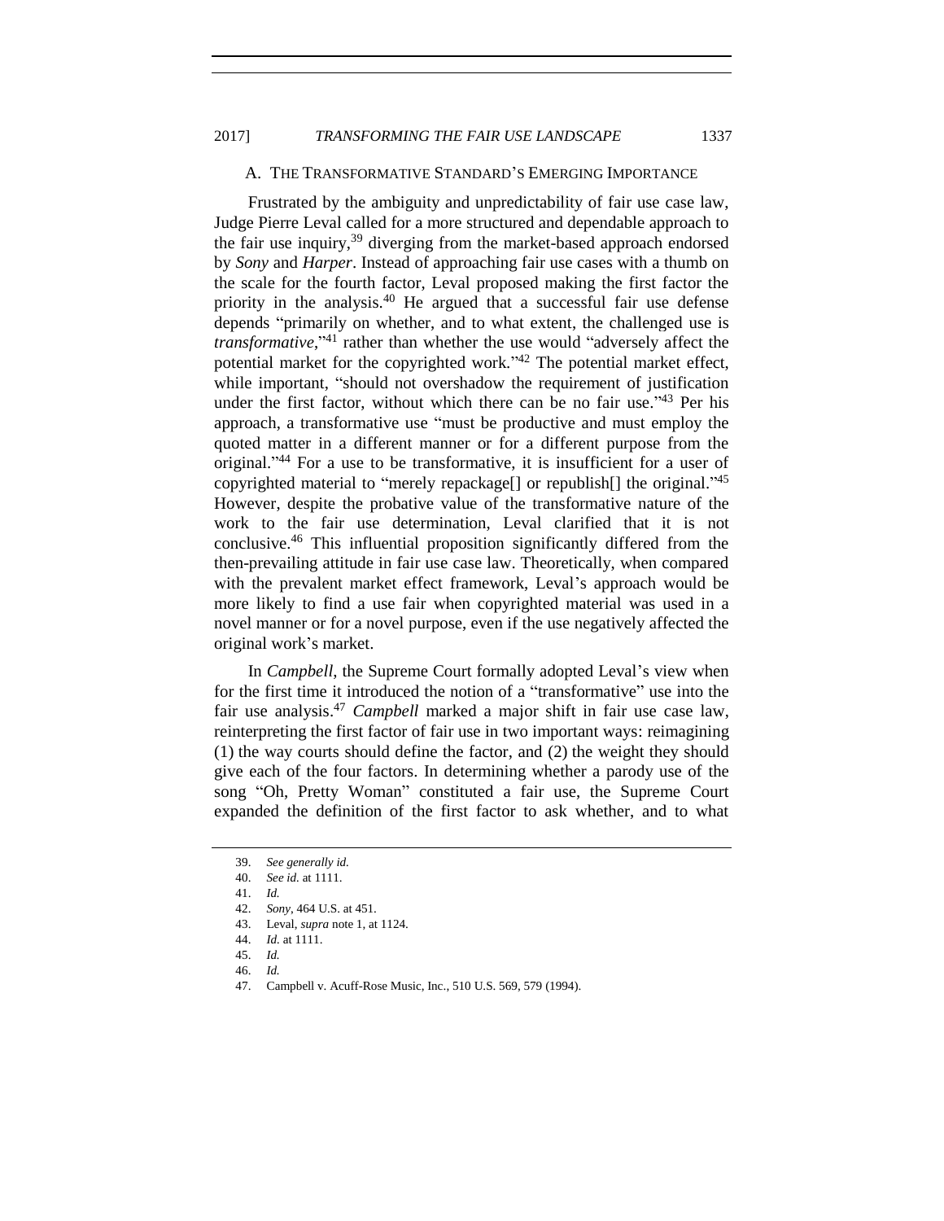### A. THE TRANSFORMATIVE STANDARD'S EMERGING IMPORTANCE

Frustrated by the ambiguity and unpredictability of fair use case law, Judge Pierre Leval called for a more structured and dependable approach to the fair use inquiry,[39] diverging from the market-based approach endorsed by *Sony* and *Harper*. Instead of approaching fair use cases with a thumb on the scale for the fourth factor, Leval proposed making the first factor the priority in the analysis.[40] He argued that a successful fair use defense depends "primarily on whether, and to what extent, the challenged use is *transformative*,"[41] rather than whether the use would "adversely affect the potential market for the copyrighted work."[42] The potential market effect, while important, "should not overshadow the requirement of justification under the first factor, without which there can be no fair use."[43] Per his approach, a transformative use "must be productive and must employ the quoted matter in a different manner or for a different purpose from the original."[44] For a use to be transformative, it is insufficient for a user of copyrighted material to "merely repackage[] or republish[] the original."[45] However, despite the probative value of the transformative nature of the work to the fair use determination, Leval clarified that it is not conclusive.[46] This influential proposition significantly differed from the then-prevailing attitude in fair use case law. Theoretically, when compared with the prevalent market effect framework, Leval's approach would be more likely to find a use fair when copyrighted material was used in a novel manner or for a novel purpose, even if the use negatively affected the original work's market.

In *Campbell*, the Supreme Court formally adopted Leval's view when for the first time it introduced the notion of a "transformative" use into the fair use analysis.[47] *Campbell* marked a major shift in fair use case law, reinterpreting the first factor of fair use in two important ways: reimagining (1) the way courts should define the factor, and (2) the weight they should give each of the four factors. In determining whether a parody use of the song "Oh, Pretty Woman" constituted a fair use, the Supreme Court expanded the definition of the first factor to ask whether, and to what

---

39. *See generally id.*
40. *See id.* at 1111.
41. *Id.*
42. *Sony*, 464 U.S. at 451.
43. Leval, *supra* note 1, at 1124.
44. *Id.* at 1111.
45. *Id.*
46. *Id.*
47. Campbell v. Acuff-Rose Music, Inc., 510 U.S. 569, 579 (1994).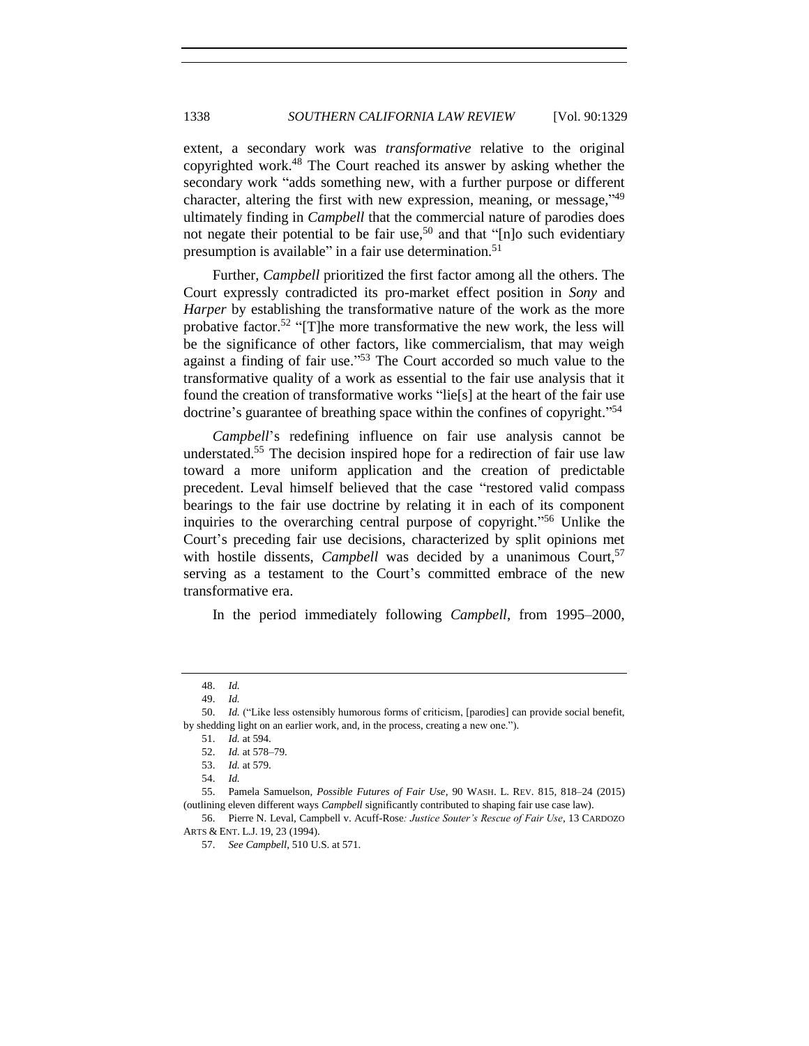extent, a secondary work was *transformative* relative to the original copyrighted work.[48] The Court reached its answer by asking whether the secondary work "adds something new, with a further purpose or different character, altering the first with new expression, meaning, or message,"[49] ultimately finding in *Campbell* that the commercial nature of parodies does not negate their potential to be fair use,[50] and that "[n]o such evidentiary presumption is available" in a fair use determination.[51]

Further, *Campbell* prioritized the first factor among all the others. The Court expressly contradicted its pro-market effect position in *Sony* and *Harper* by establishing the transformative nature of the work as the more probative factor.[52] "[T]he more transformative the new work, the less will be the significance of other factors, like commercialism, that may weigh against a finding of fair use."[53] The Court accorded so much value to the transformative quality of a work as essential to the fair use analysis that it found the creation of transformative works "lie[s] at the heart of the fair use doctrine's guarantee of breathing space within the confines of copyright."[54]

*Campbell*'s redefining influence on fair use analysis cannot be understated.[55] The decision inspired hope for a redirection of fair use law toward a more uniform application and the creation of predictable precedent. Leval himself believed that the case "restored valid compass bearings to the fair use doctrine by relating it in each of its component inquiries to the overarching central purpose of copyright."[56] Unlike the Court's preceding fair use decisions, characterized by split opinions met with hostile dissents, *Campbell* was decided by a unanimous Court,[57] serving as a testament to the Court's committed embrace of the new transformative era.

In the period immediately following *Campbell*, from 1995–2000,

---

48. *Id.*

49. *Id.*

50. *Id.* ("Like less ostensibly humorous forms of criticism, [parodies] can provide social benefit, by shedding light on an earlier work, and, in the process, creating a new one.").

51. *Id.* at 594.

52. *Id.* at 578–79.

53. *Id.* at 579.

54. *Id.*

55. Pamela Samuelson, *Possible Futures of Fair Use*, 90 WASH. L. REV. 815, 818–24 (2015) (outlining eleven different ways *Campbell* significantly contributed to shaping fair use case law).

56. Pierre N. Leval, Campbell v. Acuff-Rose*: Justice Souter's Rescue of Fair Use*, 13 CARDOZO ARTS & ENT. L.J. 19, 23 (1994).

57. *See Campbell*, 510 U.S. at 571.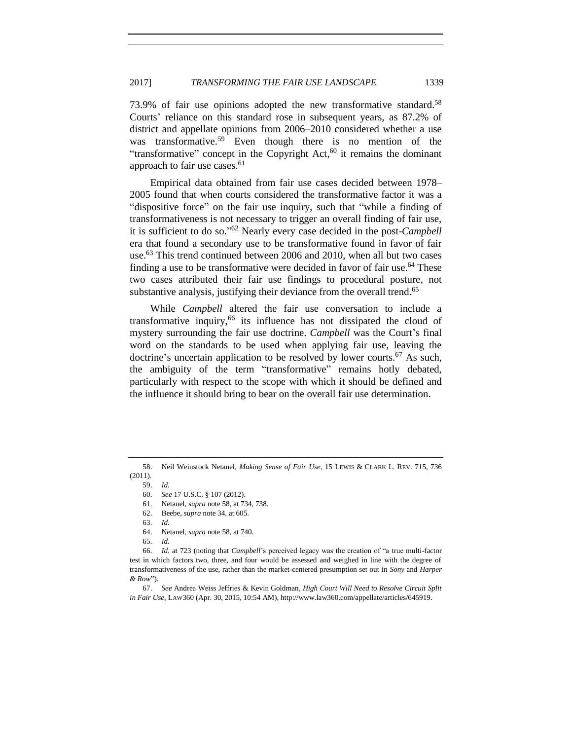73.9% of fair use opinions adopted the new transformative standard.[58] Courts' reliance on this standard rose in subsequent years, as 87.2% of district and appellate opinions from 2006–2010 considered whether a use was transformative.[59] Even though there is no mention of the "transformative" concept in the Copyright Act,[60] it remains the dominant approach to fair use cases.[61]

Empirical data obtained from fair use cases decided between 1978–2005 found that when courts considered the transformative factor it was a "dispositive force" on the fair use inquiry, such that "while a finding of transformativeness is not necessary to trigger an overall finding of fair use, it is sufficient to do so."[62] Nearly every case decided in the post-*Campbell* era that found a secondary use to be transformative found in favor of fair use.[63] This trend continued between 2006 and 2010, when all but two cases finding a use to be transformative were decided in favor of fair use.[64] These two cases attributed their fair use findings to procedural posture, not substantive analysis, justifying their deviance from the overall trend.[65]

While *Campbell* altered the fair use conversation to include a transformative inquiry,[66] its influence has not dissipated the cloud of mystery surrounding the fair use doctrine. *Campbell* was the Court's final word on the standards to be used when applying fair use, leaving the doctrine's uncertain application to be resolved by lower courts.[67] As such, the ambiguity of the term "transformative" remains hotly debated, particularly with respect to the scope with which it should be defined and the influence it should bring to bear on the overall fair use determination.

---

58. Neil Weinstock Netanel, *Making Sense of Fair Use*, 15 LEWIS & CLARK L. REV. 715, 736 (2011).

59. *Id.*

60. *See* 17 U.S.C. § 107 (2012).

61. Netanel, *supra* note 58, at 734, 738.

62. Beebe, *supra* note 34, at 605.

63. *Id.*

64. Netanel, *supra* note 58, at 740.

65. *Id.*

66. *Id.* at 723 (noting that *Campbell*'s perceived legacy was the creation of "a true multi-factor test in which factors two, three, and four would be assessed and weighed in line with the degree of transformativeness of the use, rather than the market-centered presumption set out in *Sony* and *Harper & Row*").

67. *See* Andrea Weiss Jeffries & Kevin Goldman, *High Court Will Need to Resolve Circuit Split in Fair Use*, LAW360 (Apr. 30, 2015, 10:54 AM), http://www.law360.com/appellate/articles/645919.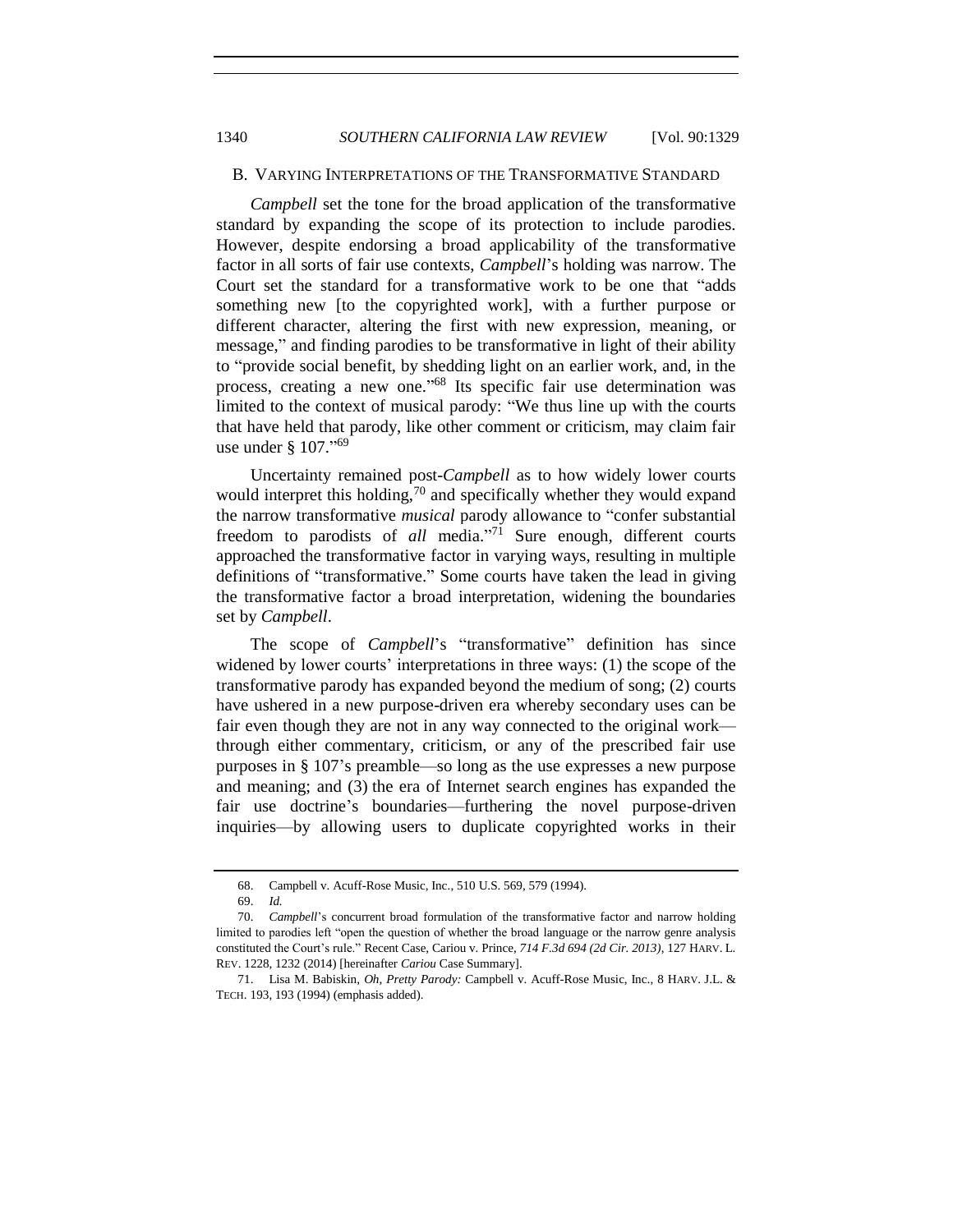## B. VARYING INTERPRETATIONS OF THE TRANSFORMATIVE STANDARD

*Campbell* set the tone for the broad application of the transformative standard by expanding the scope of its protection to include parodies. However, despite endorsing a broad applicability of the transformative factor in all sorts of fair use contexts, *Campbell*'s holding was narrow. The Court set the standard for a transformative work to be one that "adds something new [to the copyrighted work], with a further purpose or different character, altering the first with new expression, meaning, or message," and finding parodies to be transformative in light of their ability to "provide social benefit, by shedding light on an earlier work, and, in the process, creating a new one."[68] Its specific fair use determination was limited to the context of musical parody: "We thus line up with the courts that have held that parody, like other comment or criticism, may claim fair use under § 107."[69]

Uncertainty remained post-*Campbell* as to how widely lower courts would interpret this holding,[70] and specifically whether they would expand the narrow transformative *musical* parody allowance to "confer substantial freedom to parodists of *all* media."[71] Sure enough, different courts approached the transformative factor in varying ways, resulting in multiple definitions of "transformative." Some courts have taken the lead in giving the transformative factor a broad interpretation, widening the boundaries set by *Campbell*.

The scope of *Campbell*'s "transformative" definition has since widened by lower courts' interpretations in three ways: (1) the scope of the transformative parody has expanded beyond the medium of song; (2) courts have ushered in a new purpose-driven era whereby secondary uses can be fair even though they are not in any way connected to the original work—through either commentary, criticism, or any of the prescribed fair use purposes in § 107's preamble—so long as the use expresses a new purpose and meaning; and (3) the era of Internet search engines has expanded the fair use doctrine's boundaries—furthering the novel purpose-driven inquiries—by allowing users to duplicate copyrighted works in their

---

68. Campbell v. Acuff-Rose Music, Inc., 510 U.S. 569, 579 (1994).

69. *Id.*

70. *Campbell*'s concurrent broad formulation of the transformative factor and narrow holding limited to parodies left "open the question of whether the broad language or the narrow genre analysis constituted the Court's rule." Recent Case, Cariou v. Prince, *714 F.3d 694 (2d Cir. 2013)*, 127 HARV. L. REV. 1228, 1232 (2014) [hereinafter *Cariou* Case Summary].

71. Lisa M. Babiskin, *Oh, Pretty Parody:* Campbell v. Acuff-Rose Music, Inc., 8 HARV. J.L. & TECH. 193, 193 (1994) (emphasis added).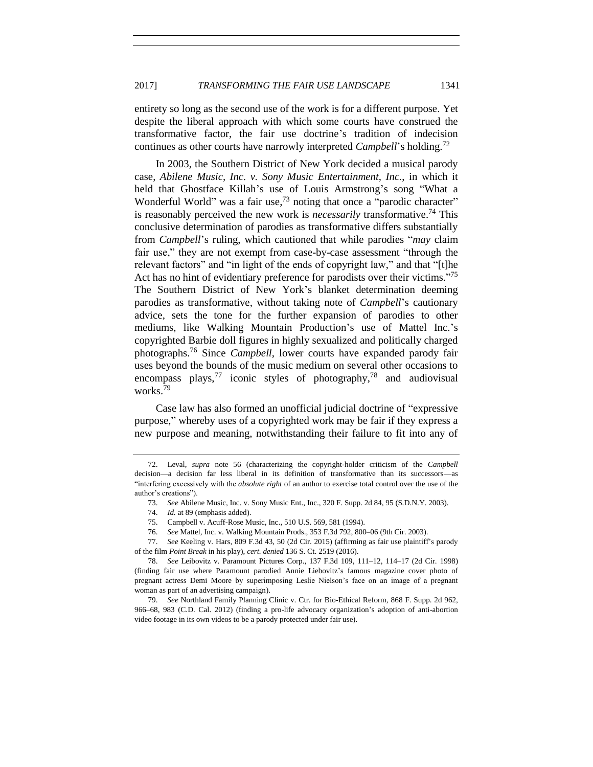entirety so long as the second use of the work is for a different purpose. Yet despite the liberal approach with which some courts have construed the transformative factor, the fair use doctrine's tradition of indecision continues as other courts have narrowly interpreted *Campbell*'s holding.[72]

In 2003, the Southern District of New York decided a musical parody case, *Abilene Music, Inc. v. Sony Music Entertainment, Inc.*, in which it held that Ghostface Killah's use of Louis Armstrong's song "What a Wonderful World" was a fair use,[73] noting that once a "parodic character" is reasonably perceived the new work is *necessarily* transformative.[74] This conclusive determination of parodies as transformative differs substantially from *Campbell*'s ruling, which cautioned that while parodies "*may* claim fair use," they are not exempt from case-by-case assessment "through the relevant factors" and "in light of the ends of copyright law," and that "[t]he Act has no hint of evidentiary preference for parodists over their victims."[75] The Southern District of New York's blanket determination deeming parodies as transformative, without taking note of *Campbell*'s cautionary advice, sets the tone for the further expansion of parodies to other mediums, like Walking Mountain Production's use of Mattel Inc.'s copyrighted Barbie doll figures in highly sexualized and politically charged photographs.[76] Since *Campbell*, lower courts have expanded parody fair uses beyond the bounds of the music medium on several other occasions to encompass plays,[77] iconic styles of photography,[78] and audiovisual works.[79]

Case law has also formed an unofficial judicial doctrine of "expressive purpose," whereby uses of a copyrighted work may be fair if they express a new purpose and meaning, notwithstanding their failure to fit into any of

---

72. Leval, *supra* note 56 (characterizing the copyright-holder criticism of the *Campbell* decision—a decision far less liberal in its definition of transformative than its successors—as "interfering excessively with the *absolute right* of an author to exercise total control over the use of the author's creations").

73. *See* Abilene Music, Inc. v. Sony Music Ent., Inc., 320 F. Supp. 2d 84, 95 (S.D.N.Y. 2003).

74. *Id.* at 89 (emphasis added).

75. Campbell v. Acuff-Rose Music, Inc., 510 U.S. 569, 581 (1994).

76. *See* Mattel, Inc. v. Walking Mountain Prods., 353 F.3d 792, 800–06 (9th Cir. 2003).

77. *See* Keeling v. Hars, 809 F.3d 43, 50 (2d Cir. 2015) (affirming as fair use plaintiff's parody of the film *Point Break* in his play), *cert. denied* 136 S. Ct. 2519 (2016).

78. *See* Leibovitz v. Paramount Pictures Corp., 137 F.3d 109, 111–12, 114–17 (2d Cir. 1998) (finding fair use where Paramount parodied Annie Liebovitz's famous magazine cover photo of pregnant actress Demi Moore by superimposing Leslie Nielson's face on an image of a pregnant woman as part of an advertising campaign).

79. *See* Northland Family Planning Clinic v. Ctr. for Bio-Ethical Reform, 868 F. Supp. 2d 962, 966–68, 983 (C.D. Cal. 2012) (finding a pro-life advocacy organization's adoption of anti-abortion video footage in its own videos to be a parody protected under fair use).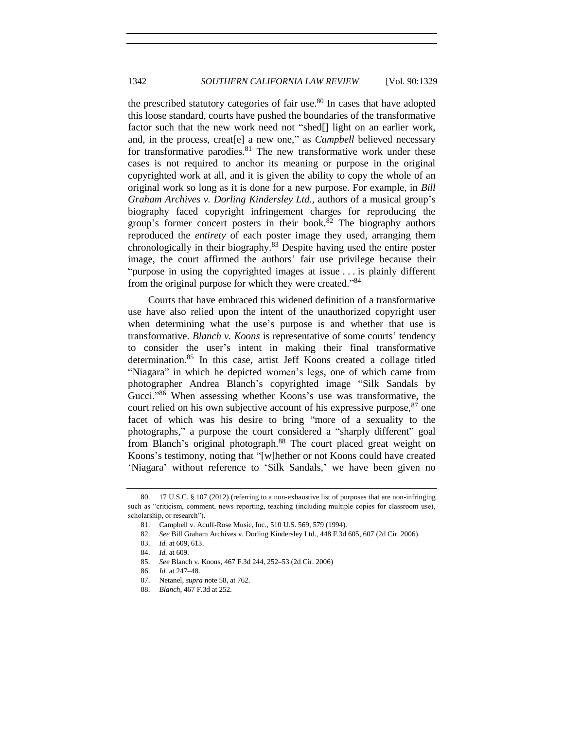the prescribed statutory categories of fair use.[80] In cases that have adopted this loose standard, courts have pushed the boundaries of the transformative factor such that the new work need not "shed[] light on an earlier work, and, in the process, creat[e] a new one," as *Campbell* believed necessary for transformative parodies.[81] The new transformative work under these cases is not required to anchor its meaning or purpose in the original copyrighted work at all, and it is given the ability to copy the whole of an original work so long as it is done for a new purpose. For example, in *Bill Graham Archives v. Dorling Kindersley Ltd.*, authors of a musical group's biography faced copyright infringement charges for reproducing the group's former concert posters in their book.[82] The biography authors reproduced the *entirety* of each poster image they used, arranging them chronologically in their biography.[83] Despite having used the entire poster image, the court affirmed the authors' fair use privilege because their "purpose in using the copyrighted images at issue . . . is plainly different from the original purpose for which they were created."[84]

Courts that have embraced this widened definition of a transformative use have also relied upon the intent of the unauthorized copyright user when determining what the use's purpose is and whether that use is transformative. *Blanch v. Koons* is representative of some courts' tendency to consider the user's intent in making their final transformative determination.[85] In this case, artist Jeff Koons created a collage titled "Niagara" in which he depicted women's legs, one of which came from photographer Andrea Blanch's copyrighted image "Silk Sandals by Gucci."[86] When assessing whether Koons's use was transformative, the court relied on his own subjective account of his expressive purpose,[87] one facet of which was his desire to bring "more of a sexuality to the photographs," a purpose the court considered a "sharply different" goal from Blanch's original photograph.[88] The court placed great weight on Koons's testimony, noting that "[w]hether or not Koons could have created 'Niagara' without reference to 'Silk Sandals,' we have been given no

---

80. 17 U.S.C. § 107 (2012) (referring to a non-exhaustive list of purposes that are non-infringing such as "criticism, comment, news reporting, teaching (including multiple copies for classroom use), scholarship, or research").

81. Campbell v. Acuff-Rose Music, Inc., 510 U.S. 569, 579 (1994).

82. *See* Bill Graham Archives v. Dorling Kindersley Ltd., 448 F.3d 605, 607 (2d Cir. 2006).

83. *Id.* at 609, 613.

84. *Id.* at 609.

85. *See* Blanch v. Koons, 467 F.3d 244, 252–53 (2d Cir. 2006)

86. *Id.* at 247–48.

87. Netanel, *supra* note 58, at 762.

88. *Blanch*, 467 F.3d at 252.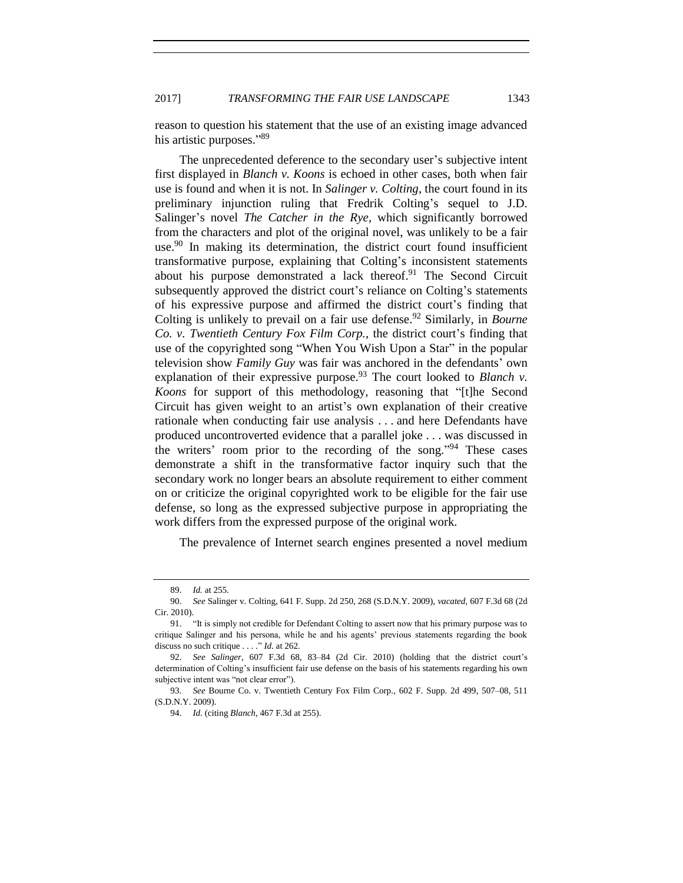reason to question his statement that the use of an existing image advanced his artistic purposes."[89]

The unprecedented deference to the secondary user's subjective intent first displayed in *Blanch v. Koons* is echoed in other cases, both when fair use is found and when it is not. In *Salinger v. Colting*, the court found in its preliminary injunction ruling that Fredrik Colting's sequel to J.D. Salinger's novel *The Catcher in the Rye*, which significantly borrowed from the characters and plot of the original novel, was unlikely to be a fair use.[90] In making its determination, the district court found insufficient transformative purpose, explaining that Colting's inconsistent statements about his purpose demonstrated a lack thereof.[91] The Second Circuit subsequently approved the district court's reliance on Colting's statements of his expressive purpose and affirmed the district court's finding that Colting is unlikely to prevail on a fair use defense.[92] Similarly, in *Bourne Co. v. Twentieth Century Fox Film Corp.*, the district court's finding that use of the copyrighted song "When You Wish Upon a Star" in the popular television show *Family Guy* was fair was anchored in the defendants' own explanation of their expressive purpose.[93] The court looked to *Blanch v. Koons* for support of this methodology, reasoning that "[t]he Second Circuit has given weight to an artist's own explanation of their creative rationale when conducting fair use analysis . . . and here Defendants have produced uncontroverted evidence that a parallel joke . . . was discussed in the writers' room prior to the recording of the song."[94] These cases demonstrate a shift in the transformative factor inquiry such that the secondary work no longer bears an absolute requirement to either comment on or criticize the original copyrighted work to be eligible for the fair use defense, so long as the expressed subjective purpose in appropriating the work differs from the expressed purpose of the original work.

The prevalence of Internet search engines presented a novel medium

---

89. *Id.* at 255.

90. *See* Salinger v. Colting, 641 F. Supp. 2d 250, 268 (S.D.N.Y. 2009), *vacated*, 607 F.3d 68 (2d Cir. 2010).

91. "It is simply not credible for Defendant Colting to assert now that his primary purpose was to critique Salinger and his persona, while he and his agents' previous statements regarding the book discuss no such critique . . . ." *Id.* at 262.

92. *See Salinger*, 607 F.3d 68, 83–84 (2d Cir. 2010) (holding that the district court's determination of Colting's insufficient fair use defense on the basis of his statements regarding his own subjective intent was "not clear error").

93. *See* Bourne Co. v. Twentieth Century Fox Film Corp., 602 F. Supp. 2d 499, 507–08, 511 (S.D.N.Y. 2009).

94. *Id.* (citing *Blanch*, 467 F.3d at 255).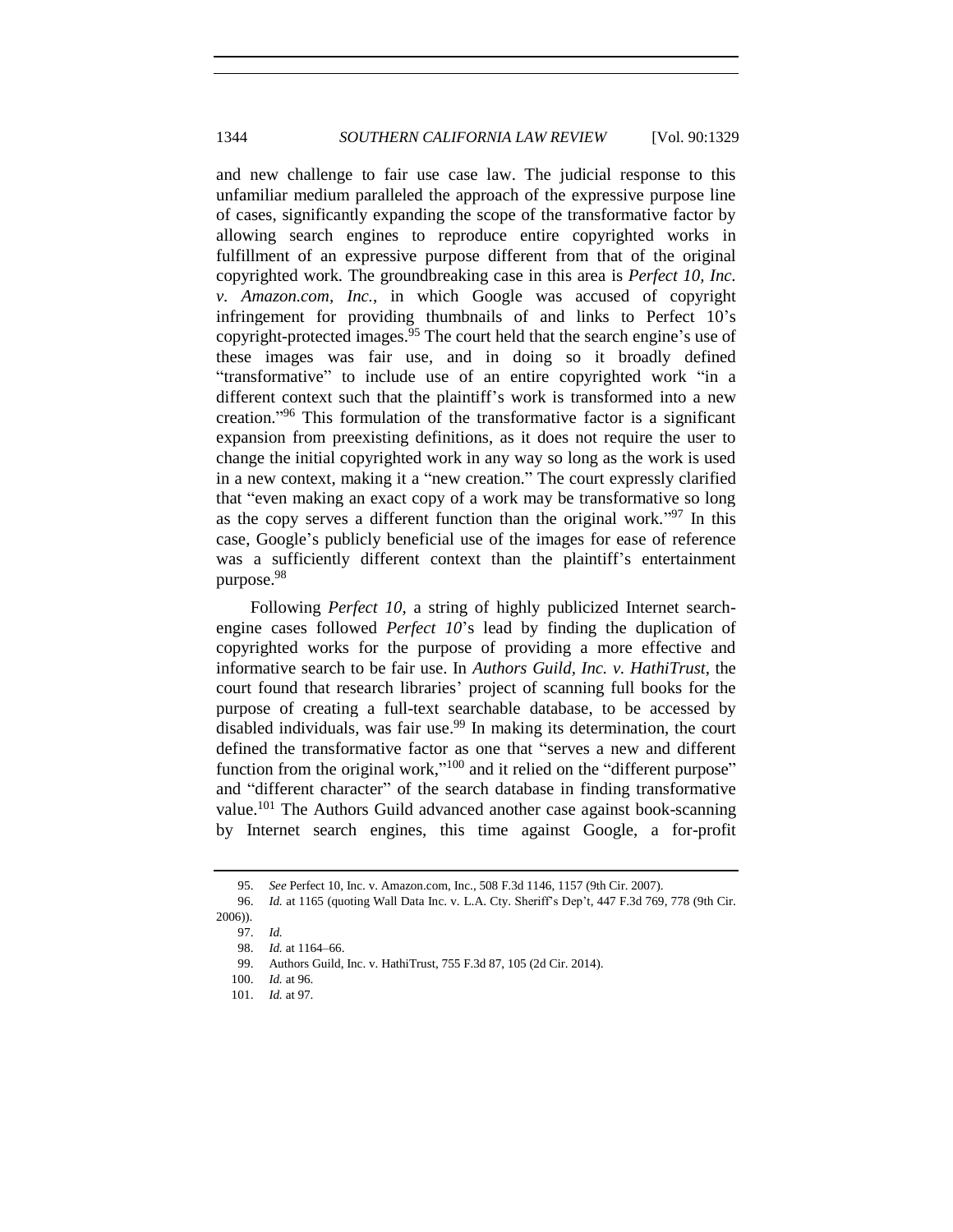and new challenge to fair use case law. The judicial response to this unfamiliar medium paralleled the approach of the expressive purpose line of cases, significantly expanding the scope of the transformative factor by allowing search engines to reproduce entire copyrighted works in fulfillment of an expressive purpose different from that of the original copyrighted work. The groundbreaking case in this area is *Perfect 10, Inc. v. Amazon.com, Inc.*, in which Google was accused of copyright infringement for providing thumbnails of and links to Perfect 10's copyright-protected images.[95] The court held that the search engine's use of these images was fair use, and in doing so it broadly defined "transformative" to include use of an entire copyrighted work "in a different context such that the plaintiff's work is transformed into a new creation."[96] This formulation of the transformative factor is a significant expansion from preexisting definitions, as it does not require the user to change the initial copyrighted work in any way so long as the work is used in a new context, making it a "new creation." The court expressly clarified that "even making an exact copy of a work may be transformative so long as the copy serves a different function than the original work."[97] In this case, Google's publicly beneficial use of the images for ease of reference was a sufficiently different context than the plaintiff's entertainment purpose.[98]

Following *Perfect 10*, a string of highly publicized Internet search-engine cases followed *Perfect 10*'s lead by finding the duplication of copyrighted works for the purpose of providing a more effective and informative search to be fair use. In *Authors Guild, Inc. v. HathiTrust*, the court found that research libraries' project of scanning full books for the purpose of creating a full-text searchable database, to be accessed by disabled individuals, was fair use.[99] In making its determination, the court defined the transformative factor as one that "serves a new and different function from the original work,"[100] and it relied on the "different purpose" and "different character" of the search database in finding transformative value.[101] The Authors Guild advanced another case against book-scanning by Internet search engines, this time against Google, a for-profit

---

95. *See* Perfect 10, Inc. v. Amazon.com, Inc., 508 F.3d 1146, 1157 (9th Cir. 2007).

96. *Id.* at 1165 (quoting Wall Data Inc. v. L.A. Cty. Sheriff's Dep't, 447 F.3d 769, 778 (9th Cir. 2006)).

97. *Id.*

98. *Id.* at 1164–66.

99. Authors Guild, Inc. v. HathiTrust, 755 F.3d 87, 105 (2d Cir. 2014).

100. *Id.* at 96.

101. *Id.* at 97.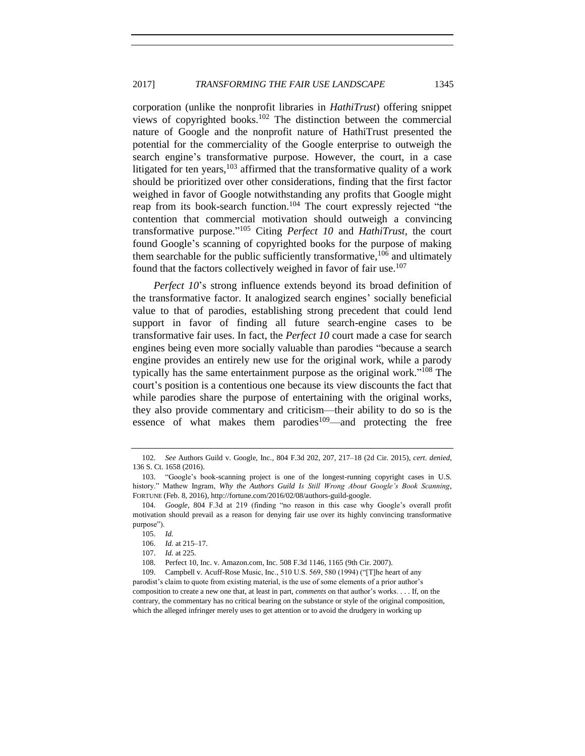corporation (unlike the nonprofit libraries in *HathiTrust*) offering snippet views of copyrighted books.[102] The distinction between the commercial nature of Google and the nonprofit nature of HathiTrust presented the potential for the commerciality of the Google enterprise to outweigh the search engine's transformative purpose. However, the court, in a case litigated for ten years,[103] affirmed that the transformative quality of a work should be prioritized over other considerations, finding that the first factor weighed in favor of Google notwithstanding any profits that Google might reap from its book-search function.[104] The court expressly rejected "the contention that commercial motivation should outweigh a convincing transformative purpose."[105] Citing *Perfect 10* and *HathiTrust*, the court found Google's scanning of copyrighted books for the purpose of making them searchable for the public sufficiently transformative,[106] and ultimately found that the factors collectively weighed in favor of fair use.[107]

*Perfect 10*'s strong influence extends beyond its broad definition of the transformative factor. It analogized search engines' socially beneficial value to that of parodies, establishing strong precedent that could lend support in favor of finding all future search-engine cases to be transformative fair uses. In fact, the *Perfect 10* court made a case for search engines being even more socially valuable than parodies "because a search engine provides an entirely new use for the original work, while a parody typically has the same entertainment purpose as the original work."[108] The court's position is a contentious one because its view discounts the fact that while parodies share the purpose of entertaining with the original works, they also provide commentary and criticism—their ability to do so is the essence of what makes them parodies[109]—and protecting the free

---

102. *See* Authors Guild v. Google, Inc., 804 F.3d 202, 207, 217–18 (2d Cir. 2015), *cert. denied*, 136 S. Ct. 1658 (2016).

103. "Google's book-scanning project is one of the longest-running copyright cases in U.S. history." Mathew Ingram, *Why the Authors Guild Is Still Wrong About Google's Book Scanning*, FORTUNE (Feb. 8, 2016), http://fortune.com/2016/02/08/authors-guild-google.

104. *Google*, 804 F.3d at 219 (finding "no reason in this case why Google's overall profit motivation should prevail as a reason for denying fair use over its highly convincing transformative purpose").

105. *Id.*

106. *Id.* at 215–17.

107. *Id.* at 225.

108. Perfect 10, Inc. v. Amazon.com, Inc. 508 F.3d 1146, 1165 (9th Cir. 2007).

109. Campbell v. Acuff-Rose Music, Inc., 510 U.S. 569, 580 (1994) ("[T]he heart of any parodist's claim to quote from existing material, is the use of some elements of a prior author's composition to create a new one that, at least in part, *comments* on that author's works. . . . If, on the contrary, the commentary has no critical bearing on the substance or style of the original composition, which the alleged infringer merely uses to get attention or to avoid the drudgery in working up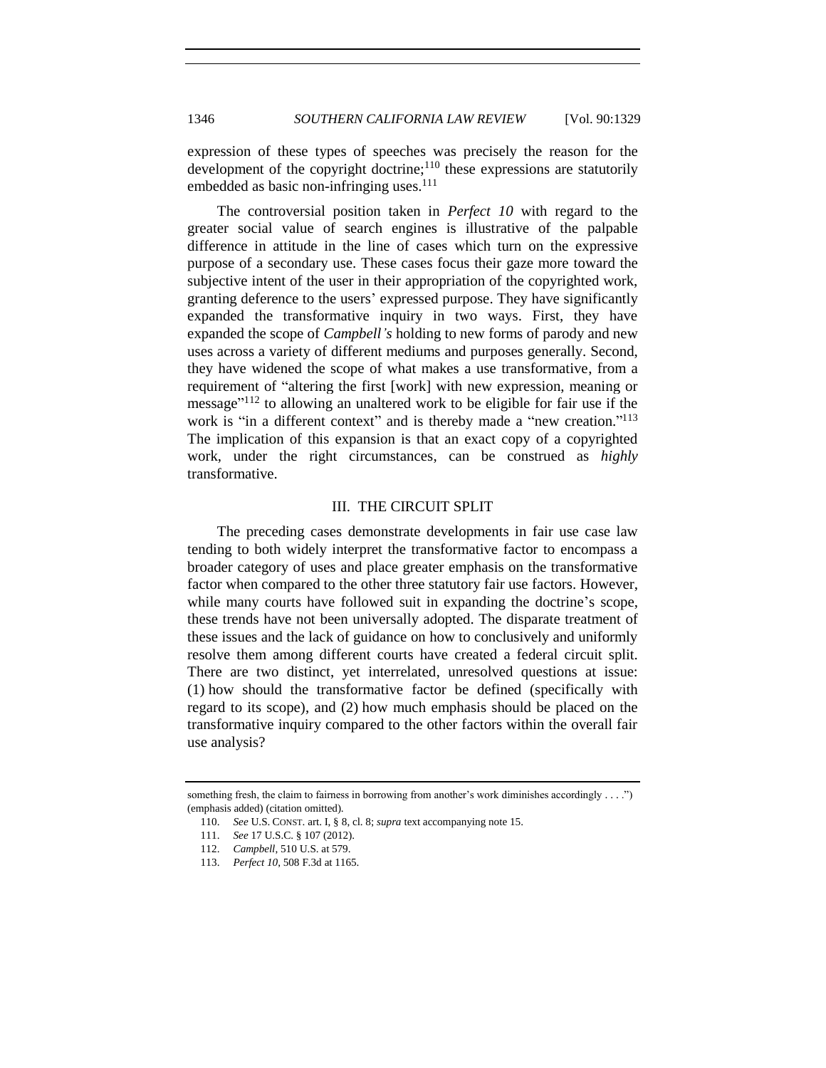expression of these types of speeches was precisely the reason for the development of the copyright doctrine;[110] these expressions are statutorily embedded as basic non-infringing uses.[111]

The controversial position taken in *Perfect 10* with regard to the greater social value of search engines is illustrative of the palpable difference in attitude in the line of cases which turn on the expressive purpose of a secondary use. These cases focus their gaze more toward the subjective intent of the user in their appropriation of the copyrighted work, granting deference to the users' expressed purpose. They have significantly expanded the transformative inquiry in two ways. First, they have expanded the scope of *Campbell's* holding to new forms of parody and new uses across a variety of different mediums and purposes generally. Second, they have widened the scope of what makes a use transformative, from a requirement of "altering the first [work] with new expression, meaning or message"[112] to allowing an unaltered work to be eligible for fair use if the work is "in a different context" and is thereby made a "new creation."[113] The implication of this expansion is that an exact copy of a copyrighted work, under the right circumstances, can be construed as *highly* transformative.

## III. THE CIRCUIT SPLIT

The preceding cases demonstrate developments in fair use case law tending to both widely interpret the transformative factor to encompass a broader category of uses and place greater emphasis on the transformative factor when compared to the other three statutory fair use factors. However, while many courts have followed suit in expanding the doctrine's scope, these trends have not been universally adopted. The disparate treatment of these issues and the lack of guidance on how to conclusively and uniformly resolve them among different courts have created a federal circuit split. There are two distinct, yet interrelated, unresolved questions at issue: (1) how should the transformative factor be defined (specifically with regard to its scope), and (2) how much emphasis should be placed on the transformative inquiry compared to the other factors within the overall fair use analysis?

---

something fresh, the claim to fairness in borrowing from another's work diminishes accordingly . . . .") (emphasis added) (citation omitted).

110. *See* U.S. CONST. art. I, § 8, cl. 8; *supra* text accompanying note 15.

111. *See* 17 U.S.C. § 107 (2012).

112. *Campbell*, 510 U.S. at 579.

113. *Perfect 10*, 508 F.3d at 1165.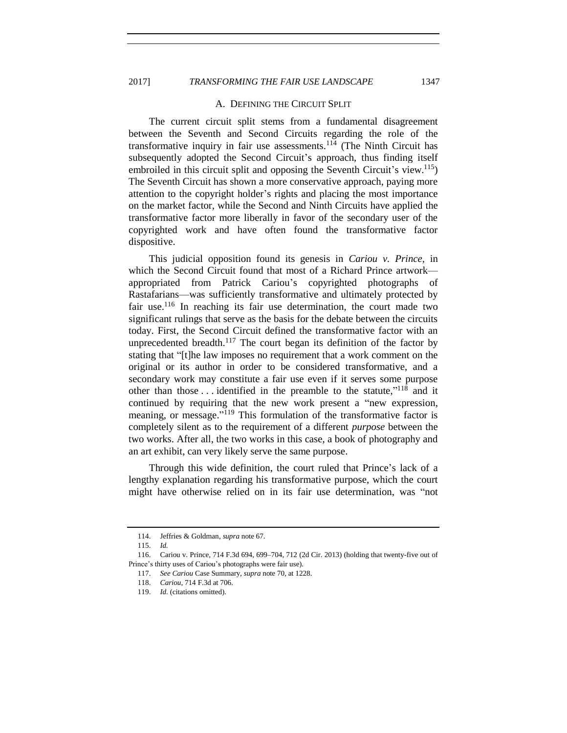### A. Defining the Circuit Split

The current circuit split stems from a fundamental disagreement between the Seventh and Second Circuits regarding the role of the transformative inquiry in fair use assessments.[114] (The Ninth Circuit has subsequently adopted the Second Circuit's approach, thus finding itself embroiled in this circuit split and opposing the Seventh Circuit's view.[115]) The Seventh Circuit has shown a more conservative approach, paying more attention to the copyright holder's rights and placing the most importance on the market factor, while the Second and Ninth Circuits have applied the transformative factor more liberally in favor of the secondary user of the copyrighted work and have often found the transformative factor dispositive.

This judicial opposition found its genesis in *Cariou v. Prince*, in which the Second Circuit found that most of a Richard Prince artwork—appropriated from Patrick Cariou's copyrighted photographs of Rastafarians—was sufficiently transformative and ultimately protected by fair use.[116] In reaching its fair use determination, the court made two significant rulings that serve as the basis for the debate between the circuits today. First, the Second Circuit defined the transformative factor with an unprecedented breadth.[117] The court began its definition of the factor by stating that "[t]he law imposes no requirement that a work comment on the original or its author in order to be considered transformative, and a secondary work may constitute a fair use even if it serves some purpose other than those . . . identified in the preamble to the statute,"[118] and it continued by requiring that the new work present a "new expression, meaning, or message."[119] This formulation of the transformative factor is completely silent as to the requirement of a different *purpose* between the two works. After all, the two works in this case, a book of photography and an art exhibit, can very likely serve the same purpose.

Through this wide definition, the court ruled that Prince's lack of a lengthy explanation regarding his transformative purpose, which the court might have otherwise relied on in its fair use determination, was "not

---

114. Jeffries & Goldman, *supra* note 67.

115. *Id.*

116. Cariou v. Prince, 714 F.3d 694, 699–704, 712 (2d Cir. 2013) (holding that twenty-five out of Prince's thirty uses of Cariou's photographs were fair use).

117. *See Cariou* Case Summary, *supra* note 70, at 1228.

118. *Cariou*, 714 F.3d at 706.

119. *Id.* (citations omitted).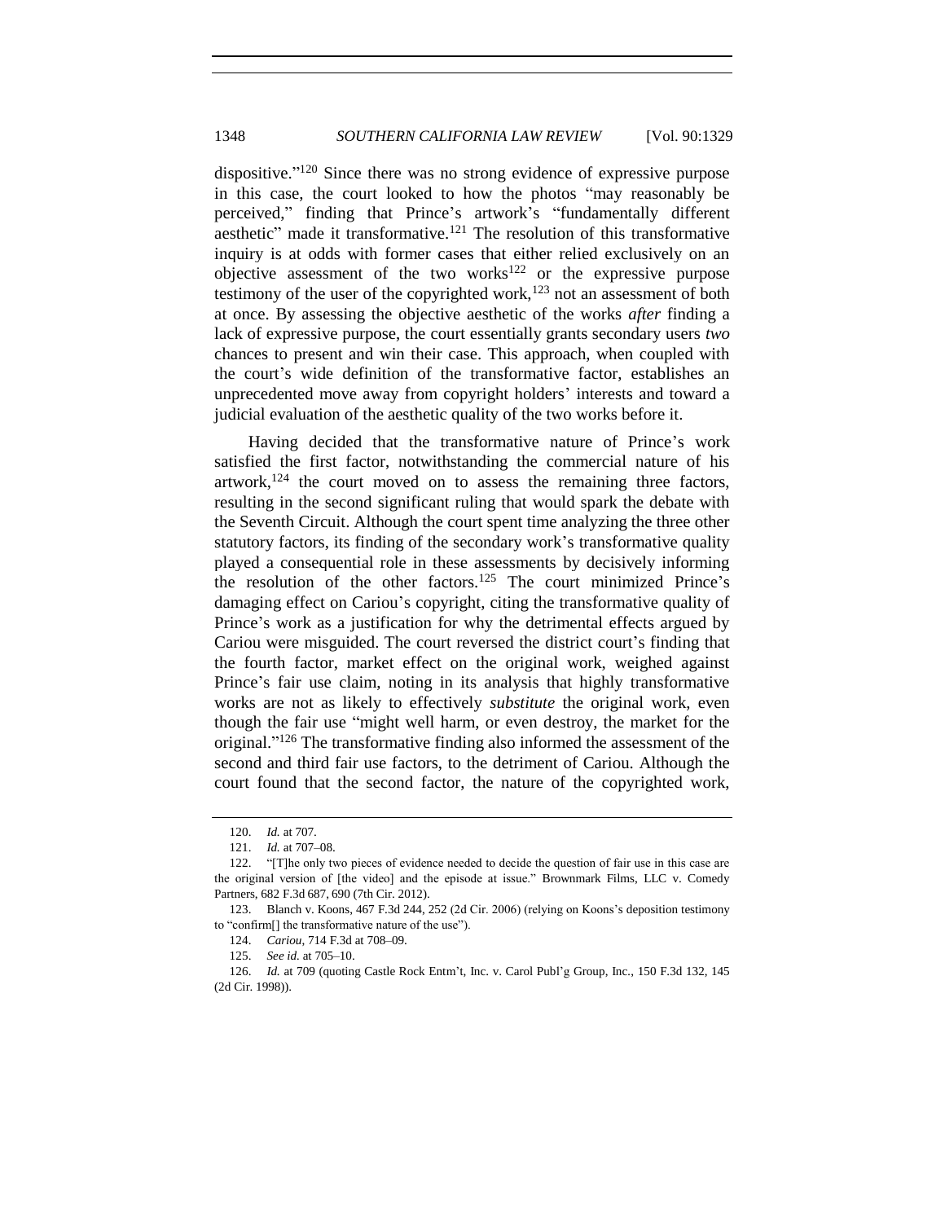dispositive."[120] Since there was no strong evidence of expressive purpose in this case, the court looked to how the photos "may reasonably be perceived," finding that Prince's artwork's "fundamentally different aesthetic" made it transformative.[121] The resolution of this transformative inquiry is at odds with former cases that either relied exclusively on an objective assessment of the two works[122] or the expressive purpose testimony of the user of the copyrighted work,[123] not an assessment of both at once. By assessing the objective aesthetic of the works *after* finding a lack of expressive purpose, the court essentially grants secondary users *two* chances to present and win their case. This approach, when coupled with the court's wide definition of the transformative factor, establishes an unprecedented move away from copyright holders' interests and toward a judicial evaluation of the aesthetic quality of the two works before it.

Having decided that the transformative nature of Prince's work satisfied the first factor, notwithstanding the commercial nature of his artwork,[124] the court moved on to assess the remaining three factors, resulting in the second significant ruling that would spark the debate with the Seventh Circuit. Although the court spent time analyzing the three other statutory factors, its finding of the secondary work's transformative quality played a consequential role in these assessments by decisively informing the resolution of the other factors.[125] The court minimized Prince's damaging effect on Cariou's copyright, citing the transformative quality of Prince's work as a justification for why the detrimental effects argued by Cariou were misguided. The court reversed the district court's finding that the fourth factor, market effect on the original work, weighed against Prince's fair use claim, noting in its analysis that highly transformative works are not as likely to effectively *substitute* the original work, even though the fair use "might well harm, or even destroy, the market for the original."[126] The transformative finding also informed the assessment of the second and third fair use factors, to the detriment of Cariou. Although the court found that the second factor, the nature of the copyrighted work,

---

120. *Id.* at 707.

121. *Id.* at 707–08.

122. "[T]he only two pieces of evidence needed to decide the question of fair use in this case are the original version of [the video] and the episode at issue." Brownmark Films, LLC v. Comedy Partners, 682 F.3d 687, 690 (7th Cir. 2012).

123. Blanch v. Koons, 467 F.3d 244, 252 (2d Cir. 2006) (relying on Koons's deposition testimony to "confirm[] the transformative nature of the use").

124. *Cariou*, 714 F.3d at 708–09.

125. *See id.* at 705–10.

126. *Id.* at 709 (quoting Castle Rock Entm't, Inc. v. Carol Publ'g Group, Inc., 150 F.3d 132, 145 (2d Cir. 1998)).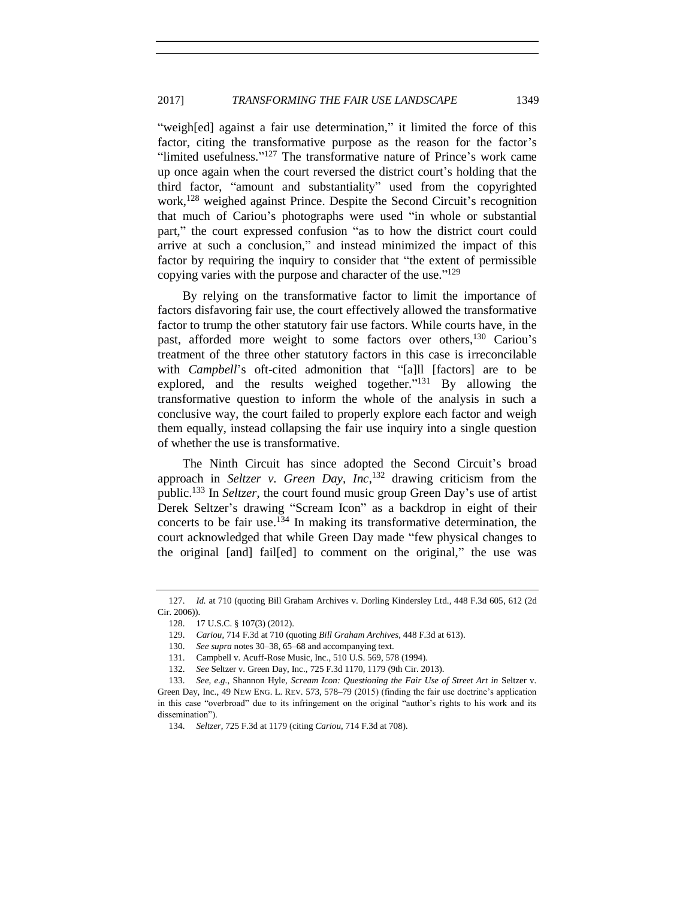"weigh[ed] against a fair use determination," it limited the force of this factor, citing the transformative purpose as the reason for the factor's "limited usefulness."[127] The transformative nature of Prince's work came up once again when the court reversed the district court's holding that the third factor, "amount and substantiality" used from the copyrighted work,[128] weighed against Prince. Despite the Second Circuit's recognition that much of Cariou's photographs were used "in whole or substantial part," the court expressed confusion "as to how the district court could arrive at such a conclusion," and instead minimized the impact of this factor by requiring the inquiry to consider that "the extent of permissible copying varies with the purpose and character of the use."[129]

By relying on the transformative factor to limit the importance of factors disfavoring fair use, the court effectively allowed the transformative factor to trump the other statutory fair use factors. While courts have, in the past, afforded more weight to some factors over others,[130] Cariou's treatment of the three other statutory factors in this case is irreconcilable with *Campbell*'s oft-cited admonition that "[a]ll [factors] are to be explored, and the results weighed together."[131] By allowing the transformative question to inform the whole of the analysis in such a conclusive way, the court failed to properly explore each factor and weigh them equally, instead collapsing the fair use inquiry into a single question of whether the use is transformative.

The Ninth Circuit has since adopted the Second Circuit's broad approach in *Seltzer v. Green Day, Inc*,[132] drawing criticism from the public.[133] In *Seltzer*, the court found music group Green Day's use of artist Derek Seltzer's drawing "Scream Icon" as a backdrop in eight of their concerts to be fair use.[134] In making its transformative determination, the court acknowledged that while Green Day made "few physical changes to the original [and] fail[ed] to comment on the original," the use was

---

127. *Id.* at 710 (quoting Bill Graham Archives v. Dorling Kindersley Ltd., 448 F.3d 605, 612 (2d Cir. 2006)).

128. 17 U.S.C. § 107(3) (2012).

129. *Cariou*, 714 F.3d at 710 (quoting *Bill Graham Archives*, 448 F.3d at 613).

130. *See supra* notes 30–38, 65–68 and accompanying text.

131. Campbell v. Acuff-Rose Music, Inc., 510 U.S. 569, 578 (1994).

132. *See* Seltzer v. Green Day, Inc., 725 F.3d 1170, 1179 (9th Cir. 2013).

133. *See, e.g.*, Shannon Hyle, *Scream Icon: Questioning the Fair Use of Street Art in* Seltzer v. Green Day, Inc., 49 NEW ENG. L. REV. 573, 578–79 (2015) (finding the fair use doctrine's application in this case "overbroad" due to its infringement on the original "author's rights to his work and its dissemination").

134. *Seltzer*, 725 F.3d at 1179 (citing *Cariou*, 714 F.3d at 708).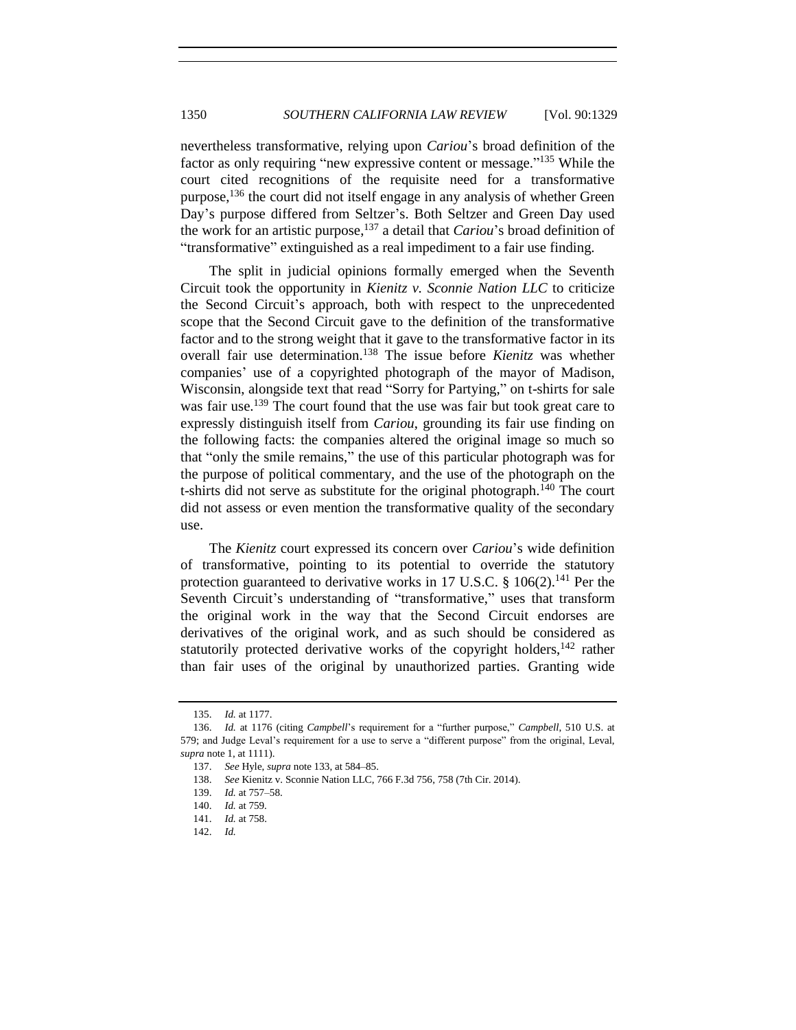nevertheless transformative, relying upon *Cariou*'s broad definition of the factor as only requiring "new expressive content or message."[135] While the court cited recognitions of the requisite need for a transformative purpose,[136] the court did not itself engage in any analysis of whether Green Day's purpose differed from Seltzer's. Both Seltzer and Green Day used the work for an artistic purpose,[137] a detail that *Cariou*'s broad definition of "transformative" extinguished as a real impediment to a fair use finding.

The split in judicial opinions formally emerged when the Seventh Circuit took the opportunity in *Kienitz v. Sconnie Nation LLC* to criticize the Second Circuit's approach, both with respect to the unprecedented scope that the Second Circuit gave to the definition of the transformative factor and to the strong weight that it gave to the transformative factor in its overall fair use determination.[138] The issue before *Kienitz* was whether companies' use of a copyrighted photograph of the mayor of Madison, Wisconsin, alongside text that read "Sorry for Partying," on t-shirts for sale was fair use.[139] The court found that the use was fair but took great care to expressly distinguish itself from *Cariou*, grounding its fair use finding on the following facts: the companies altered the original image so much so that "only the smile remains," the use of this particular photograph was for the purpose of political commentary, and the use of the photograph on the t-shirts did not serve as substitute for the original photograph.[140] The court did not assess or even mention the transformative quality of the secondary use.

The *Kienitz* court expressed its concern over *Cariou*'s wide definition of transformative, pointing to its potential to override the statutory protection guaranteed to derivative works in 17 U.S.C. § 106(2).[141] Per the Seventh Circuit's understanding of "transformative," uses that transform the original work in the way that the Second Circuit endorses are derivatives of the original work, and as such should be considered as statutorily protected derivative works of the copyright holders,[142] rather than fair uses of the original by unauthorized parties. Granting wide

---

135. *Id.* at 1177.

136. *Id.* at 1176 (citing *Campbell*'s requirement for a "further purpose," *Campbell*, 510 U.S. at 579; and Judge Leval's requirement for a use to serve a "different purpose" from the original, Leval, *supra* note 1, at 1111).

137. *See* Hyle, *supra* note 133, at 584–85.

138. *See* Kienitz v. Sconnie Nation LLC, 766 F.3d 756, 758 (7th Cir. 2014).

139. *Id.* at 757–58.

140. *Id.* at 759.

141. *Id.* at 758.

142. *Id.*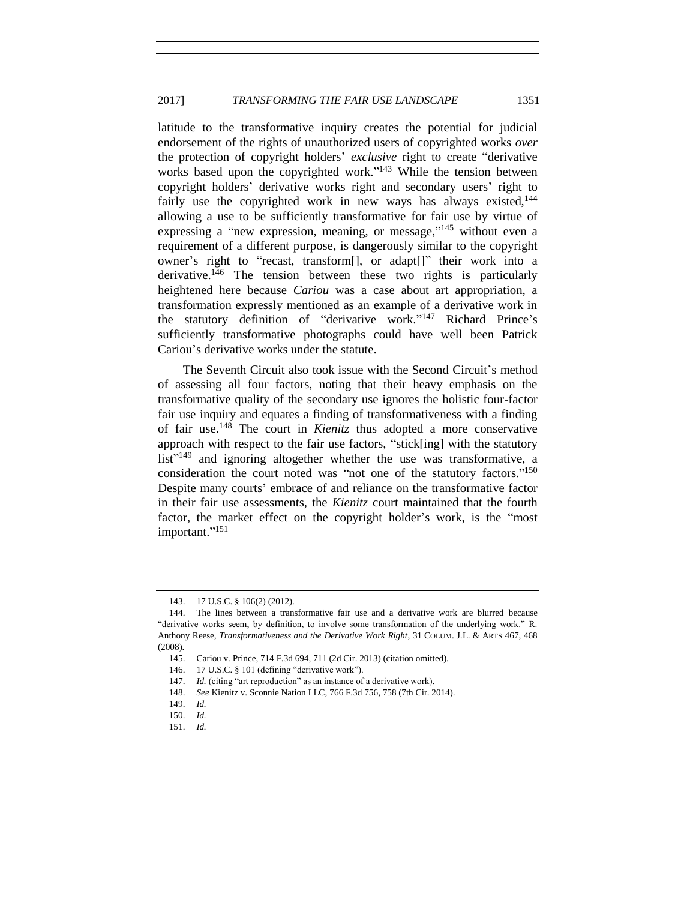latitude to the transformative inquiry creates the potential for judicial endorsement of the rights of unauthorized users of copyrighted works *over* the protection of copyright holders' *exclusive* right to create "derivative works based upon the copyrighted work."[143] While the tension between copyright holders' derivative works right and secondary users' right to fairly use the copyrighted work in new ways has always existed,[144] allowing a use to be sufficiently transformative for fair use by virtue of expressing a "new expression, meaning, or message,"[145] without even a requirement of a different purpose, is dangerously similar to the copyright owner's right to "recast, transform[], or adapt[]" their work into a derivative.[146] The tension between these two rights is particularly heightened here because *Cariou* was a case about art appropriation, a transformation expressly mentioned as an example of a derivative work in the statutory definition of "derivative work."[147] Richard Prince's sufficiently transformative photographs could have well been Patrick Cariou's derivative works under the statute.

The Seventh Circuit also took issue with the Second Circuit's method of assessing all four factors, noting that their heavy emphasis on the transformative quality of the secondary use ignores the holistic four-factor fair use inquiry and equates a finding of transformativeness with a finding of fair use.[148] The court in *Kienitz* thus adopted a more conservative approach with respect to the fair use factors, "stick[ing] with the statutory list"[149] and ignoring altogether whether the use was transformative, a consideration the court noted was "not one of the statutory factors."[150] Despite many courts' embrace of and reliance on the transformative factor in their fair use assessments, the *Kienitz* court maintained that the fourth factor, the market effect on the copyright holder's work, is the "most important."[151]

---

143. 17 U.S.C. § 106(2) (2012).

144. The lines between a transformative fair use and a derivative work are blurred because "derivative works seem, by definition, to involve some transformation of the underlying work." R. Anthony Reese, *Transformativeness and the Derivative Work Right*, 31 COLUM. J.L. & ARTS 467, 468 (2008).

145. Cariou v. Prince, 714 F.3d 694, 711 (2d Cir. 2013) (citation omitted).

146. 17 U.S.C. § 101 (defining "derivative work").

147. *Id.* (citing "art reproduction" as an instance of a derivative work).

148. *See* Kienitz v. Sconnie Nation LLC, 766 F.3d 756, 758 (7th Cir. 2014).

149. *Id.*

150. *Id.*

151. *Id.*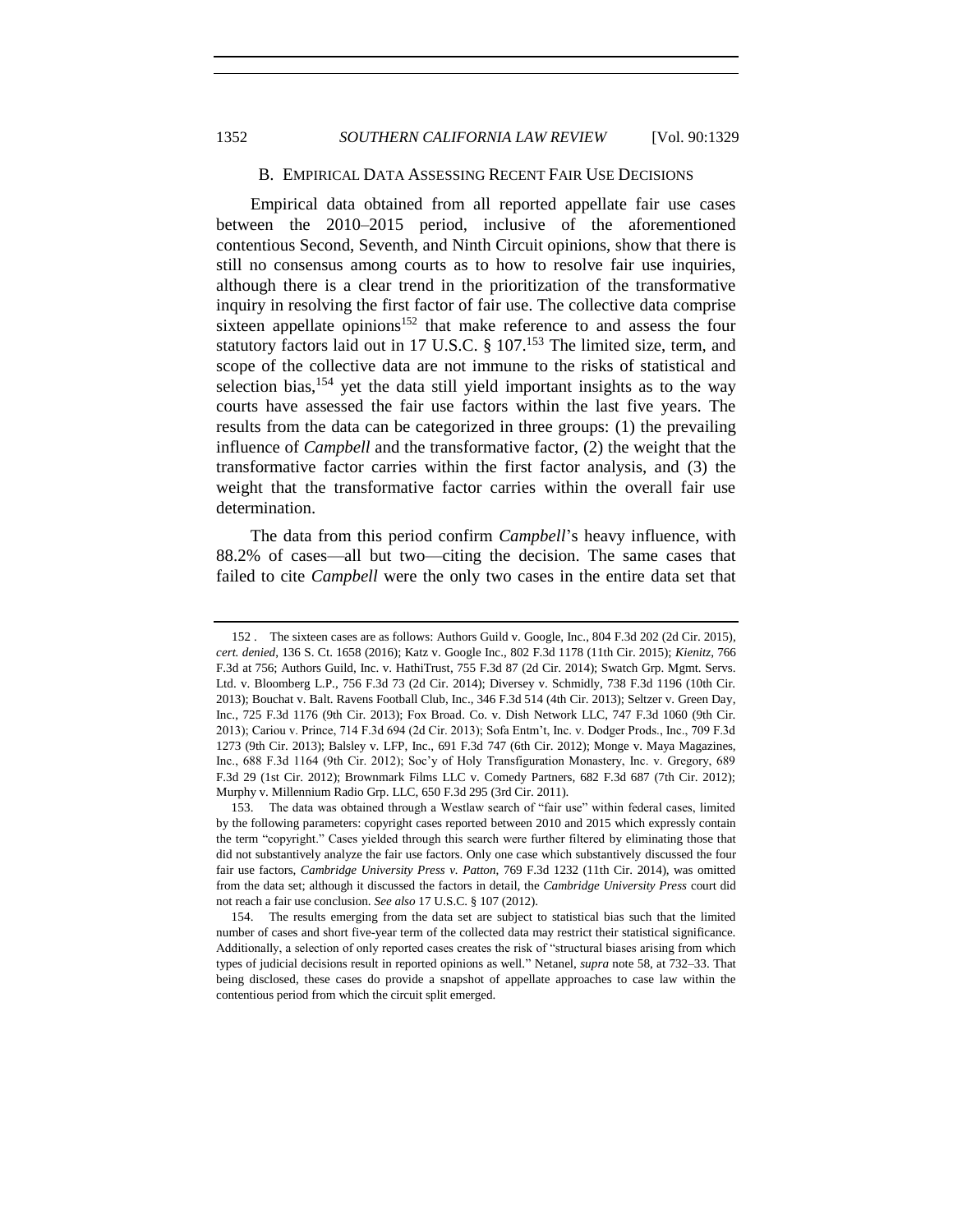### B. EMPIRICAL DATA ASSESSING RECENT FAIR USE DECISIONS

Empirical data obtained from all reported appellate fair use cases between the 2010–2015 period, inclusive of the aforementioned contentious Second, Seventh, and Ninth Circuit opinions, show that there is still no consensus among courts as to how to resolve fair use inquiries, although there is a clear trend in the prioritization of the transformative inquiry in resolving the first factor of fair use. The collective data comprise sixteen appellate opinions[152] that make reference to and assess the four statutory factors laid out in 17 U.S.C. § 107.[153] The limited size, term, and scope of the collective data are not immune to the risks of statistical and selection bias,[154] yet the data still yield important insights as to the way courts have assessed the fair use factors within the last five years. The results from the data can be categorized in three groups: (1) the prevailing influence of *Campbell* and the transformative factor, (2) the weight that the transformative factor carries within the first factor analysis, and (3) the weight that the transformative factor carries within the overall fair use determination.

The data from this period confirm *Campbell*'s heavy influence, with 88.2% of cases—all but two—citing the decision. The same cases that failed to cite *Campbell* were the only two cases in the entire data set that

---

152 . The sixteen cases are as follows: Authors Guild v. Google, Inc., 804 F.3d 202 (2d Cir. 2015), *cert. denied*, 136 S. Ct. 1658 (2016); Katz v. Google Inc., 802 F.3d 1178 (11th Cir. 2015); *Kienitz*, 766 F.3d at 756; Authors Guild, Inc. v. HathiTrust, 755 F.3d 87 (2d Cir. 2014); Swatch Grp. Mgmt. Servs. Ltd. v. Bloomberg L.P., 756 F.3d 73 (2d Cir. 2014); Diversey v. Schmidly, 738 F.3d 1196 (10th Cir. 2013); Bouchat v. Balt. Ravens Football Club, Inc., 346 F.3d 514 (4th Cir. 2013); Seltzer v. Green Day, Inc., 725 F.3d 1176 (9th Cir. 2013); Fox Broad. Co. v. Dish Network LLC, 747 F.3d 1060 (9th Cir. 2013); Cariou v. Prince, 714 F.3d 694 (2d Cir. 2013); Sofa Entm't, Inc. v. Dodger Prods., Inc., 709 F.3d 1273 (9th Cir. 2013); Balsley v. LFP, Inc., 691 F.3d 747 (6th Cir. 2012); Monge v. Maya Magazines, Inc., 688 F.3d 1164 (9th Cir. 2012); Soc'y of Holy Transfiguration Monastery, Inc. v. Gregory, 689 F.3d 29 (1st Cir. 2012); Brownmark Films LLC v. Comedy Partners, 682 F.3d 687 (7th Cir. 2012); Murphy v. Millennium Radio Grp. LLC, 650 F.3d 295 (3rd Cir. 2011).

153. The data was obtained through a Westlaw search of "fair use" within federal cases, limited by the following parameters: copyright cases reported between 2010 and 2015 which expressly contain the term "copyright." Cases yielded through this search were further filtered by eliminating those that did not substantively analyze the fair use factors. Only one case which substantively discussed the four fair use factors, *Cambridge University Press v. Patton*, 769 F.3d 1232 (11th Cir. 2014), was omitted from the data set; although it discussed the factors in detail, the *Cambridge University Press* court did not reach a fair use conclusion. *See also* 17 U.S.C. § 107 (2012).

154. The results emerging from the data set are subject to statistical bias such that the limited number of cases and short five-year term of the collected data may restrict their statistical significance. Additionally, a selection of only reported cases creates the risk of "structural biases arising from which types of judicial decisions result in reported opinions as well." Netanel, *supra* note 58, at 732–33. That being disclosed, these cases do provide a snapshot of appellate approaches to case law within the contentious period from which the circuit split emerged.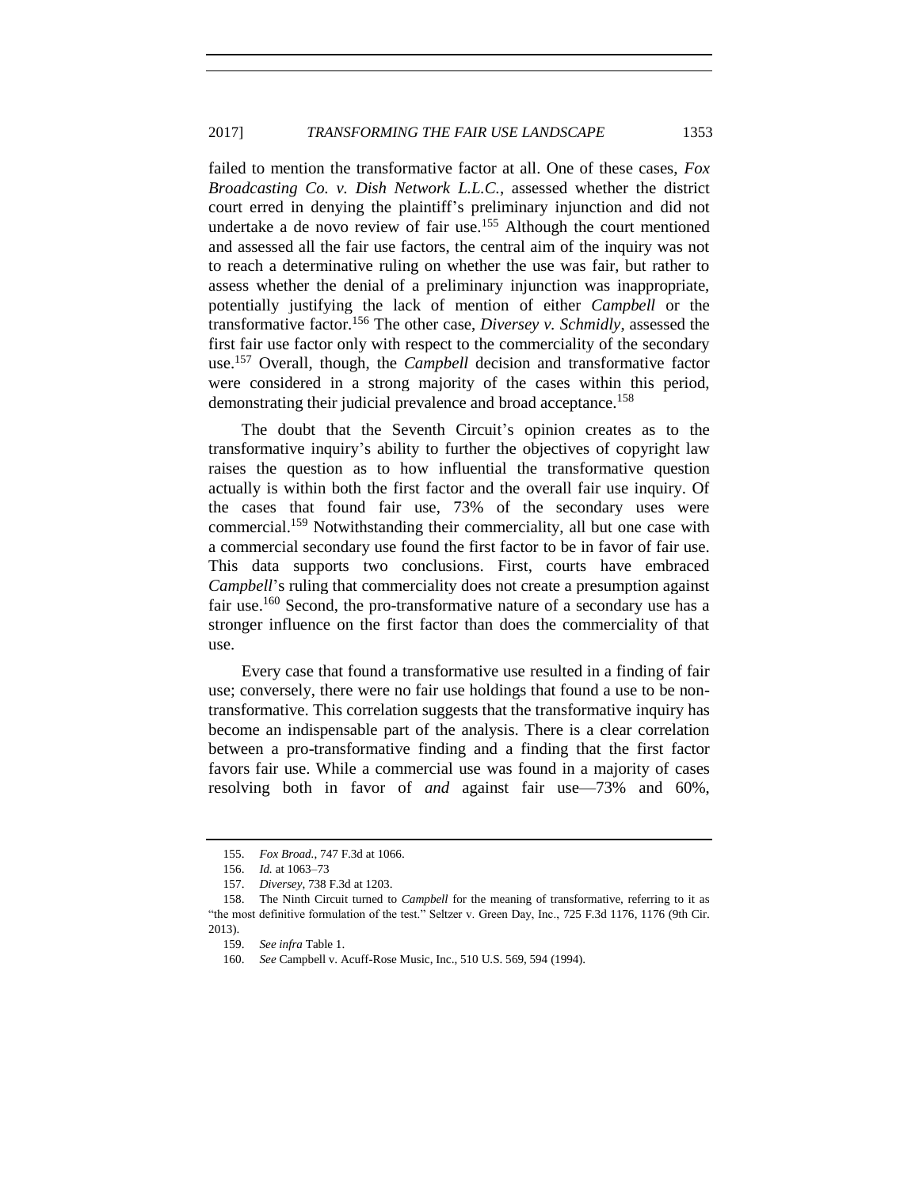failed to mention the transformative factor at all. One of these cases, *Fox Broadcasting Co. v. Dish Network L.L.C.*, assessed whether the district court erred in denying the plaintiff's preliminary injunction and did not undertake a de novo review of fair use.[155] Although the court mentioned and assessed all the fair use factors, the central aim of the inquiry was not to reach a determinative ruling on whether the use was fair, but rather to assess whether the denial of a preliminary injunction was inappropriate, potentially justifying the lack of mention of either *Campbell* or the transformative factor.[156] The other case, *Diversey v. Schmidly*, assessed the first fair use factor only with respect to the commerciality of the secondary use.[157] Overall, though, the *Campbell* decision and transformative factor were considered in a strong majority of the cases within this period, demonstrating their judicial prevalence and broad acceptance.[158]

The doubt that the Seventh Circuit's opinion creates as to the transformative inquiry's ability to further the objectives of copyright law raises the question as to how influential the transformative question actually is within both the first factor and the overall fair use inquiry. Of the cases that found fair use, 73% of the secondary uses were commercial.[159] Notwithstanding their commerciality, all but one case with a commercial secondary use found the first factor to be in favor of fair use. This data supports two conclusions. First, courts have embraced *Campbell*'s ruling that commerciality does not create a presumption against fair use.[160] Second, the pro-transformative nature of a secondary use has a stronger influence on the first factor than does the commerciality of that use.

Every case that found a transformative use resulted in a finding of fair use; conversely, there were no fair use holdings that found a use to be non-transformative. This correlation suggests that the transformative inquiry has become an indispensable part of the analysis. There is a clear correlation between a pro-transformative finding and a finding that the first factor favors fair use. While a commercial use was found in a majority of cases resolving both in favor of *and* against fair use—73% and 60%,

155. *Fox Broad.*, 747 F.3d at 1066.

156. *Id.* at 1063–73

157. *Diversey*, 738 F.3d at 1203.

158. The Ninth Circuit turned to *Campbell* for the meaning of transformative, referring to it as "the most definitive formulation of the test." Seltzer v. Green Day, Inc., 725 F.3d 1176, 1176 (9th Cir. 2013).

159. *See infra* Table 1.

160. *See* Campbell v. Acuff-Rose Music, Inc., 510 U.S. 569, 594 (1994).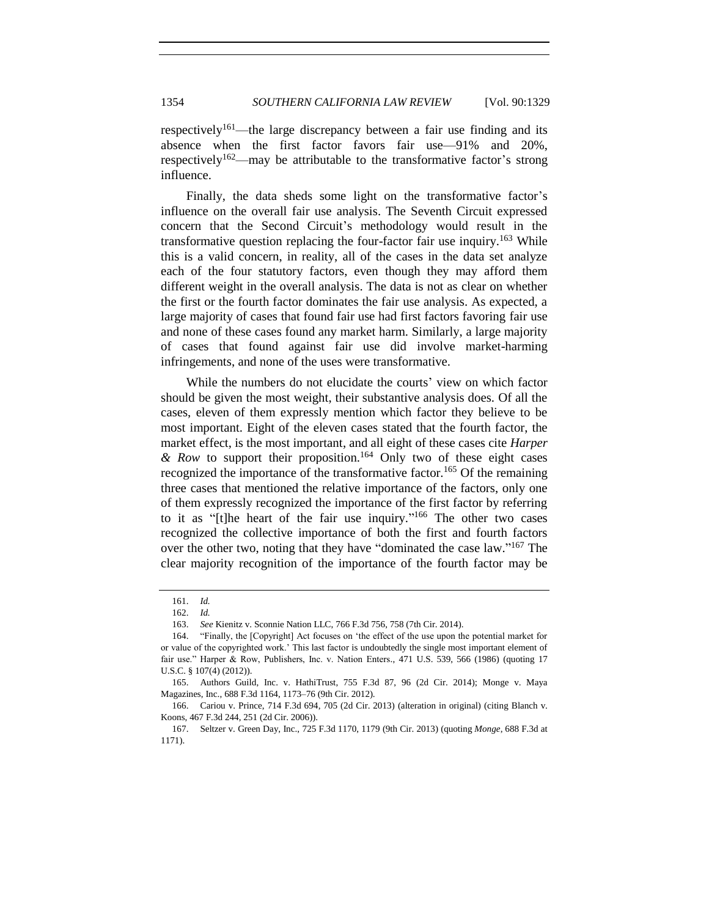respectively[161]—the large discrepancy between a fair use finding and its absence when the first factor favors fair use—91% and 20%, respectively[162]—may be attributable to the transformative factor's strong influence.

Finally, the data sheds some light on the transformative factor's influence on the overall fair use analysis. The Seventh Circuit expressed concern that the Second Circuit's methodology would result in the transformative question replacing the four-factor fair use inquiry.[163] While this is a valid concern, in reality, all of the cases in the data set analyze each of the four statutory factors, even though they may afford them different weight in the overall analysis. The data is not as clear on whether the first or the fourth factor dominates the fair use analysis. As expected, a large majority of cases that found fair use had first factors favoring fair use and none of these cases found any market harm. Similarly, a large majority of cases that found against fair use did involve market-harming infringements, and none of the uses were transformative.

While the numbers do not elucidate the courts' view on which factor should be given the most weight, their substantive analysis does. Of all the cases, eleven of them expressly mention which factor they believe to be most important. Eight of the eleven cases stated that the fourth factor, the market effect, is the most important, and all eight of these cases cite *Harper & Row* to support their proposition.[164] Only two of these eight cases recognized the importance of the transformative factor.[165] Of the remaining three cases that mentioned the relative importance of the factors, only one of them expressly recognized the importance of the first factor by referring to it as "[t]he heart of the fair use inquiry."[166] The other two cases recognized the collective importance of both the first and fourth factors over the other two, noting that they have "dominated the case law."[167] The clear majority recognition of the importance of the fourth factor may be

---

161. *Id.*

162. *Id.*

163. *See* Kienitz v. Sconnie Nation LLC, 766 F.3d 756, 758 (7th Cir. 2014).

164. "Finally, the [Copyright] Act focuses on 'the effect of the use upon the potential market for or value of the copyrighted work.' This last factor is undoubtedly the single most important element of fair use." Harper & Row, Publishers, Inc. v. Nation Enters., 471 U.S. 539, 566 (1986) (quoting 17 U.S.C. § 107(4) (2012)).

165. Authors Guild, Inc. v. HathiTrust, 755 F.3d 87, 96 (2d Cir. 2014); Monge v. Maya Magazines, Inc., 688 F.3d 1164, 1173–76 (9th Cir. 2012).

166. Cariou v. Prince, 714 F.3d 694, 705 (2d Cir. 2013) (alteration in original) (citing Blanch v. Koons, 467 F.3d 244, 251 (2d Cir. 2006)).

167. Seltzer v. Green Day, Inc., 725 F.3d 1170, 1179 (9th Cir. 2013) (quoting *Monge*, 688 F.3d at 1171).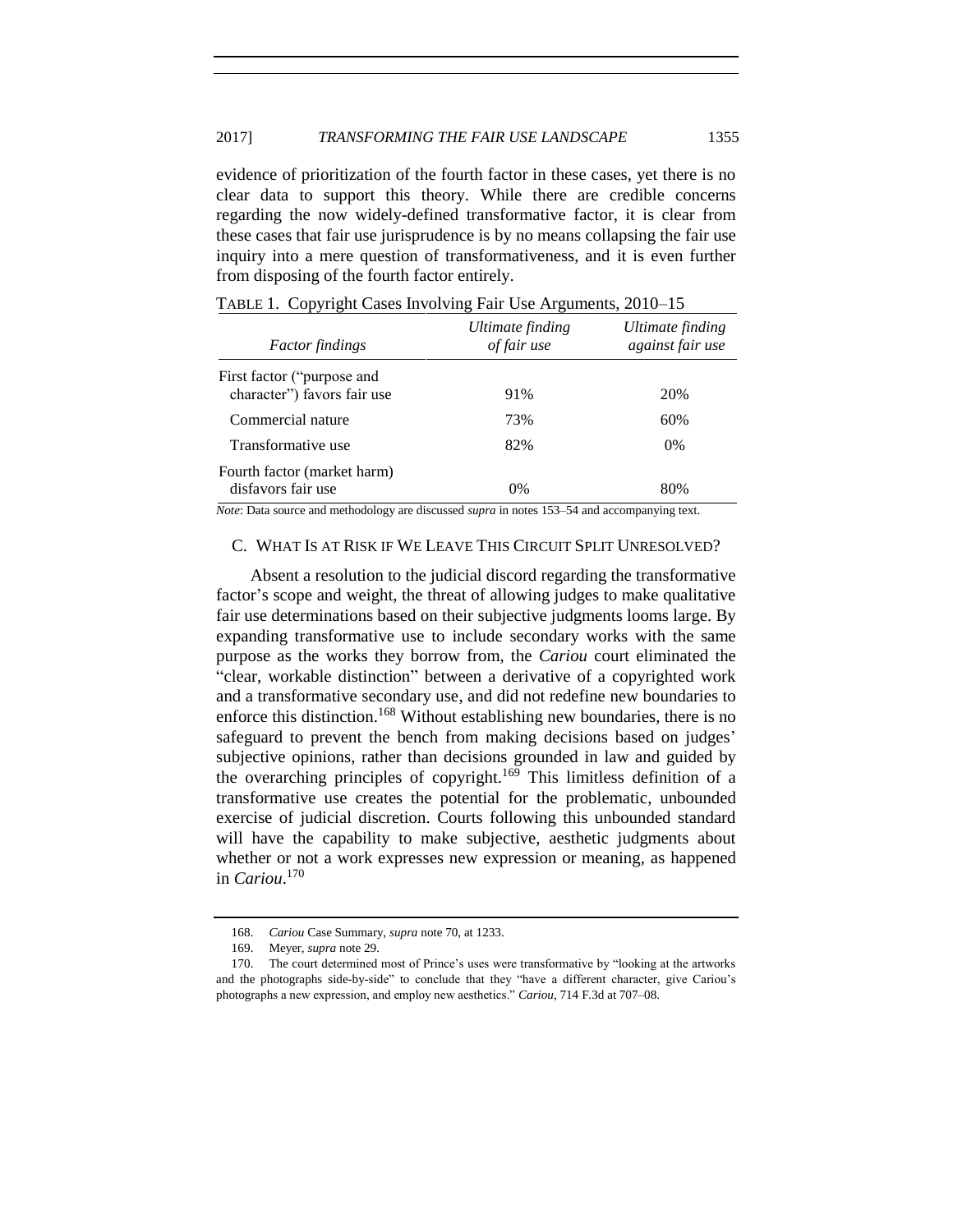evidence of prioritization of the fourth factor in these cases, yet there is no clear data to support this theory. While there are credible concerns regarding the now widely-defined transformative factor, it is clear from these cases that fair use jurisprudence is by no means collapsing the fair use inquiry into a mere question of transformativeness, and it is even further from disposing of the fourth factor entirely.

TABLE 1. Copyright Cases Involving Fair Use Arguments, 2010–15

| *Factor findings* | *Ultimate finding of fair use* | *Ultimate finding against fair use* |
|---|---|---|
| First factor ("purpose and character") favors fair use | 91% | 20% |
| Commercial nature | 73% | 60% |
| Transformative use | 82% | 0% |
| Fourth factor (market harm) disfavors fair use | 0% | 80% |

*Note*: Data source and methodology are discussed *supra* in notes 153–54 and accompanying text.

### C. WHAT IS AT RISK IF WE LEAVE THIS CIRCUIT SPLIT UNRESOLVED?

Absent a resolution to the judicial discord regarding the transformative factor's scope and weight, the threat of allowing judges to make qualitative fair use determinations based on their subjective judgments looms large. By expanding transformative use to include secondary works with the same purpose as the works they borrow from, the *Cariou* court eliminated the "clear, workable distinction" between a derivative of a copyrighted work and a transformative secondary use, and did not redefine new boundaries to enforce this distinction.[168] Without establishing new boundaries, there is no safeguard to prevent the bench from making decisions based on judges' subjective opinions, rather than decisions grounded in law and guided by the overarching principles of copyright.[169] This limitless definition of a transformative use creates the potential for the problematic, unbounded exercise of judicial discretion. Courts following this unbounded standard will have the capability to make subjective, aesthetic judgments about whether or not a work expresses new expression or meaning, as happened in *Cariou*.[170]

---

168. *Cariou* Case Summary, *supra* note 70, at 1233.

169. Meyer, *supra* note 29.

170. The court determined most of Prince's uses were transformative by "looking at the artworks and the photographs side-by-side" to conclude that they "have a different character, give Cariou's photographs a new expression, and employ new aesthetics." *Cariou*, 714 F.3d at 707–08.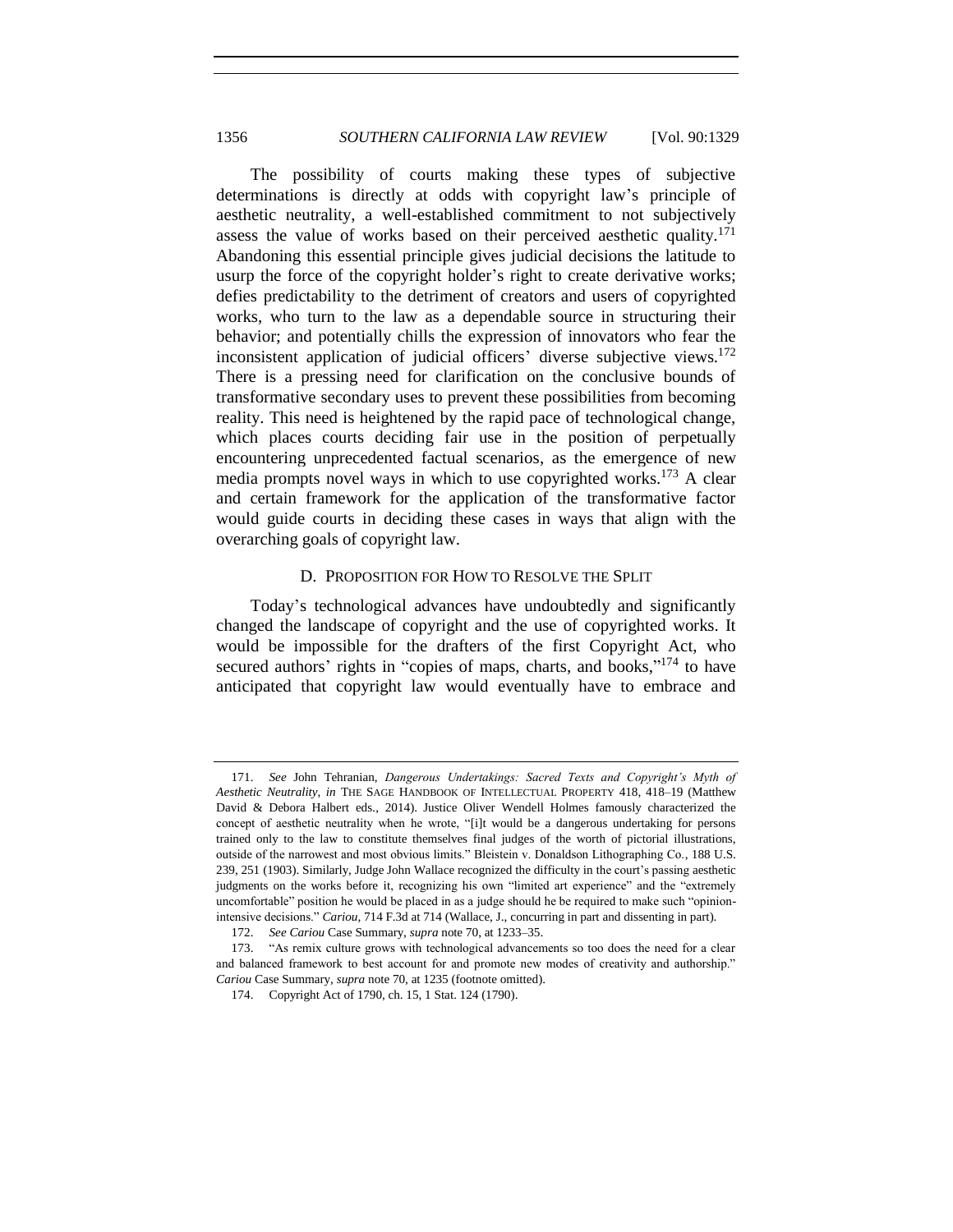The possibility of courts making these types of subjective determinations is directly at odds with copyright law's principle of aesthetic neutrality, a well-established commitment to not subjectively assess the value of works based on their perceived aesthetic quality.[171] Abandoning this essential principle gives judicial decisions the latitude to usurp the force of the copyright holder's right to create derivative works; defies predictability to the detriment of creators and users of copyrighted works, who turn to the law as a dependable source in structuring their behavior; and potentially chills the expression of innovators who fear the inconsistent application of judicial officers' diverse subjective views.[172] There is a pressing need for clarification on the conclusive bounds of transformative secondary uses to prevent these possibilities from becoming reality. This need is heightened by the rapid pace of technological change, which places courts deciding fair use in the position of perpetually encountering unprecedented factual scenarios, as the emergence of new media prompts novel ways in which to use copyrighted works.[173] A clear and certain framework for the application of the transformative factor would guide courts in deciding these cases in ways that align with the overarching goals of copyright law.

### D. PROPOSITION FOR HOW TO RESOLVE THE SPLIT

Today's technological advances have undoubtedly and significantly changed the landscape of copyright and the use of copyrighted works. It would be impossible for the drafters of the first Copyright Act, who secured authors' rights in "copies of maps, charts, and books,"[174] to have anticipated that copyright law would eventually have to embrace and

---

171. *See* John Tehranian, *Dangerous Undertakings: Sacred Texts and Copyright's Myth of Aesthetic Neutrality*, *in* THE SAGE HANDBOOK OF INTELLECTUAL PROPERTY 418, 418–19 (Matthew David & Debora Halbert eds., 2014). Justice Oliver Wendell Holmes famously characterized the concept of aesthetic neutrality when he wrote, "[i]t would be a dangerous undertaking for persons trained only to the law to constitute themselves final judges of the worth of pictorial illustrations, outside of the narrowest and most obvious limits." Bleistein v. Donaldson Lithographing Co., 188 U.S. 239, 251 (1903). Similarly, Judge John Wallace recognized the difficulty in the court's passing aesthetic judgments on the works before it, recognizing his own "limited art experience" and the "extremely uncomfortable" position he would be placed in as a judge should he be required to make such "opinion-intensive decisions." *Cariou*, 714 F.3d at 714 (Wallace, J., concurring in part and dissenting in part).

172. *See Cariou* Case Summary, *supra* note 70, at 1233–35.

173. "As remix culture grows with technological advancements so too does the need for a clear and balanced framework to best account for and promote new modes of creativity and authorship." *Cariou* Case Summary, *supra* note 70, at 1235 (footnote omitted).

174. Copyright Act of 1790, ch. 15, 1 Stat. 124 (1790).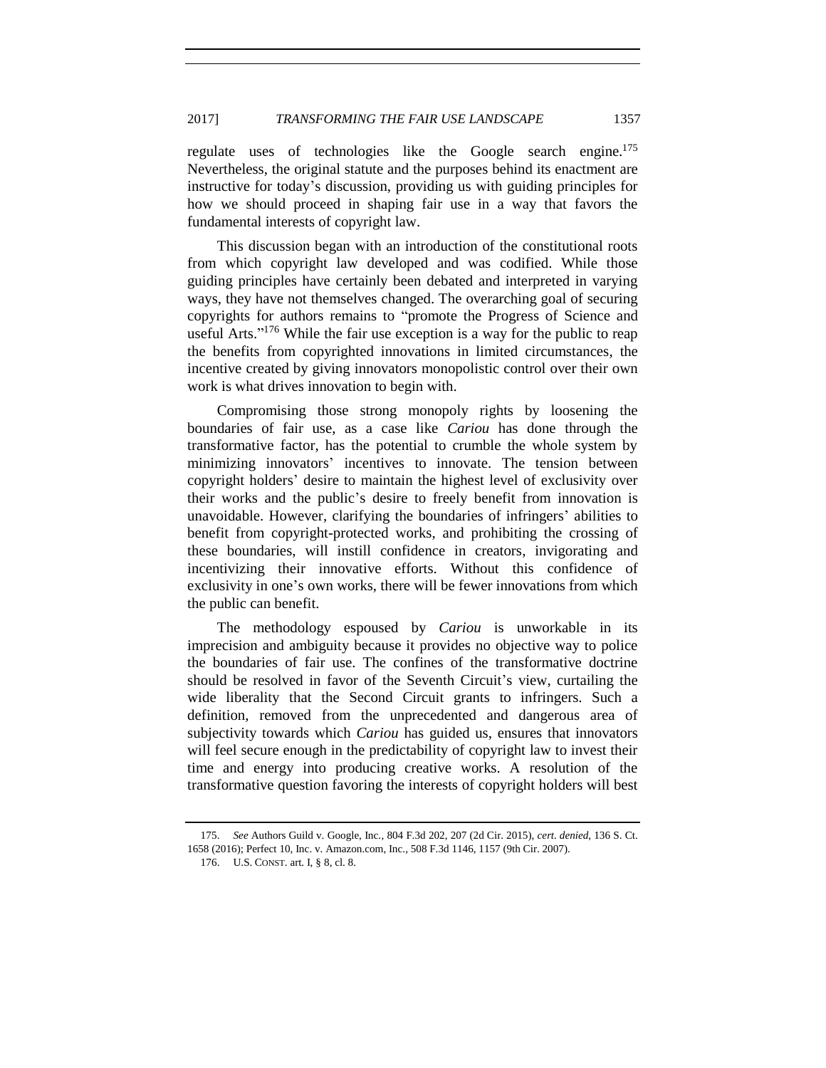regulate uses of technologies like the Google search engine.[175] Nevertheless, the original statute and the purposes behind its enactment are instructive for today's discussion, providing us with guiding principles for how we should proceed in shaping fair use in a way that favors the fundamental interests of copyright law.

This discussion began with an introduction of the constitutional roots from which copyright law developed and was codified. While those guiding principles have certainly been debated and interpreted in varying ways, they have not themselves changed. The overarching goal of securing copyrights for authors remains to "promote the Progress of Science and useful Arts."[176] While the fair use exception is a way for the public to reap the benefits from copyrighted innovations in limited circumstances, the incentive created by giving innovators monopolistic control over their own work is what drives innovation to begin with.

Compromising those strong monopoly rights by loosening the boundaries of fair use, as a case like *Cariou* has done through the transformative factor, has the potential to crumble the whole system by minimizing innovators' incentives to innovate. The tension between copyright holders' desire to maintain the highest level of exclusivity over their works and the public's desire to freely benefit from innovation is unavoidable. However, clarifying the boundaries of infringers' abilities to benefit from copyright-protected works, and prohibiting the crossing of these boundaries, will instill confidence in creators, invigorating and incentivizing their innovative efforts. Without this confidence of exclusivity in one's own works, there will be fewer innovations from which the public can benefit.

The methodology espoused by *Cariou* is unworkable in its imprecision and ambiguity because it provides no objective way to police the boundaries of fair use. The confines of the transformative doctrine should be resolved in favor of the Seventh Circuit's view, curtailing the wide liberality that the Second Circuit grants to infringers. Such a definition, removed from the unprecedented and dangerous area of subjectivity towards which *Cariou* has guided us, ensures that innovators will feel secure enough in the predictability of copyright law to invest their time and energy into producing creative works. A resolution of the transformative question favoring the interests of copyright holders will best

---

175. *See* Authors Guild v. Google, Inc., 804 F.3d 202, 207 (2d Cir. 2015), *cert. denied*, 136 S. Ct. 1658 (2016); Perfect 10, Inc. v. Amazon.com, Inc., 508 F.3d 1146, 1157 (9th Cir. 2007).

176. U.S. CONST. art. I, § 8, cl. 8.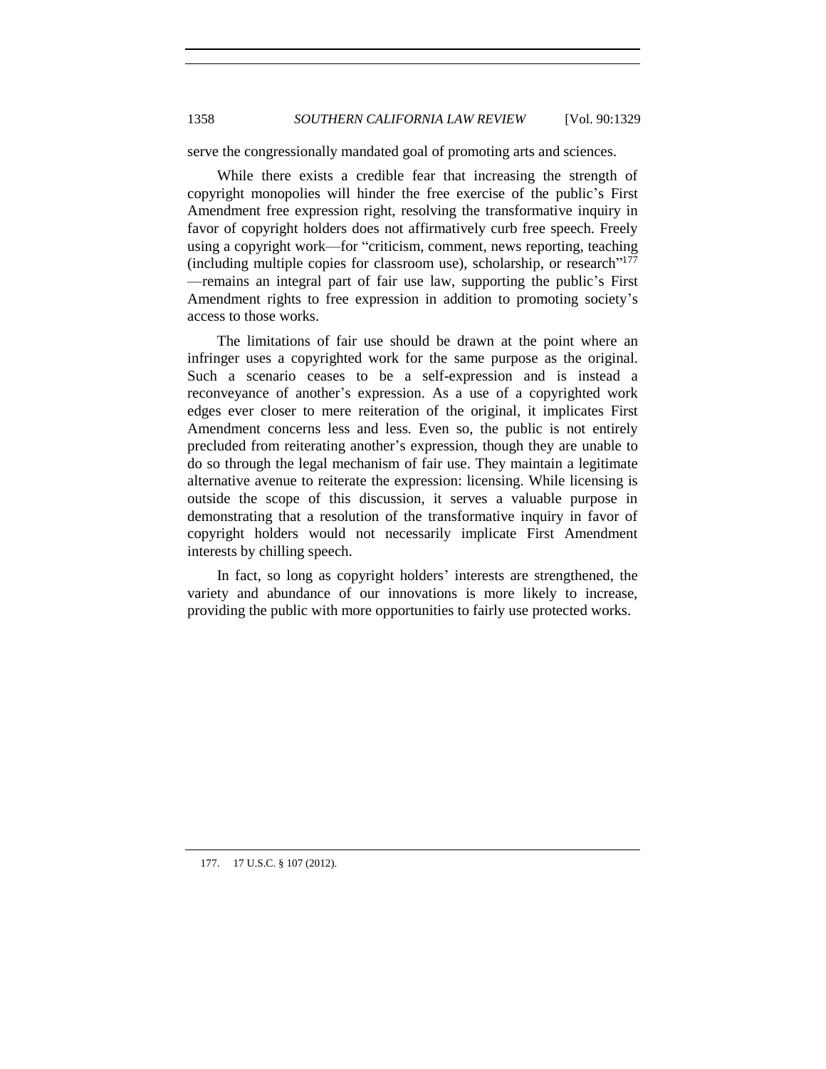serve the congressionally mandated goal of promoting arts and sciences.

While there exists a credible fear that increasing the strength of copyright monopolies will hinder the free exercise of the public's First Amendment free expression right, resolving the transformative inquiry in favor of copyright holders does not affirmatively curb free speech. Freely using a copyright work—for "criticism, comment, news reporting, teaching (including multiple copies for classroom use), scholarship, or research"[177] —remains an integral part of fair use law, supporting the public's First Amendment rights to free expression in addition to promoting society's access to those works.

The limitations of fair use should be drawn at the point where an infringer uses a copyrighted work for the same purpose as the original. Such a scenario ceases to be a self-expression and is instead a reconveyance of another's expression. As a use of a copyrighted work edges ever closer to mere reiteration of the original, it implicates First Amendment concerns less and less. Even so, the public is not entirely precluded from reiterating another's expression, though they are unable to do so through the legal mechanism of fair use. They maintain a legitimate alternative avenue to reiterate the expression: licensing. While licensing is outside the scope of this discussion, it serves a valuable purpose in demonstrating that a resolution of the transformative inquiry in favor of copyright holders would not necessarily implicate First Amendment interests by chilling speech.

In fact, so long as copyright holders' interests are strengthened, the variety and abundance of our innovations is more likely to increase, providing the public with more opportunities to fairly use protected works.

---

177. 17 U.S.C. § 107 (2012).